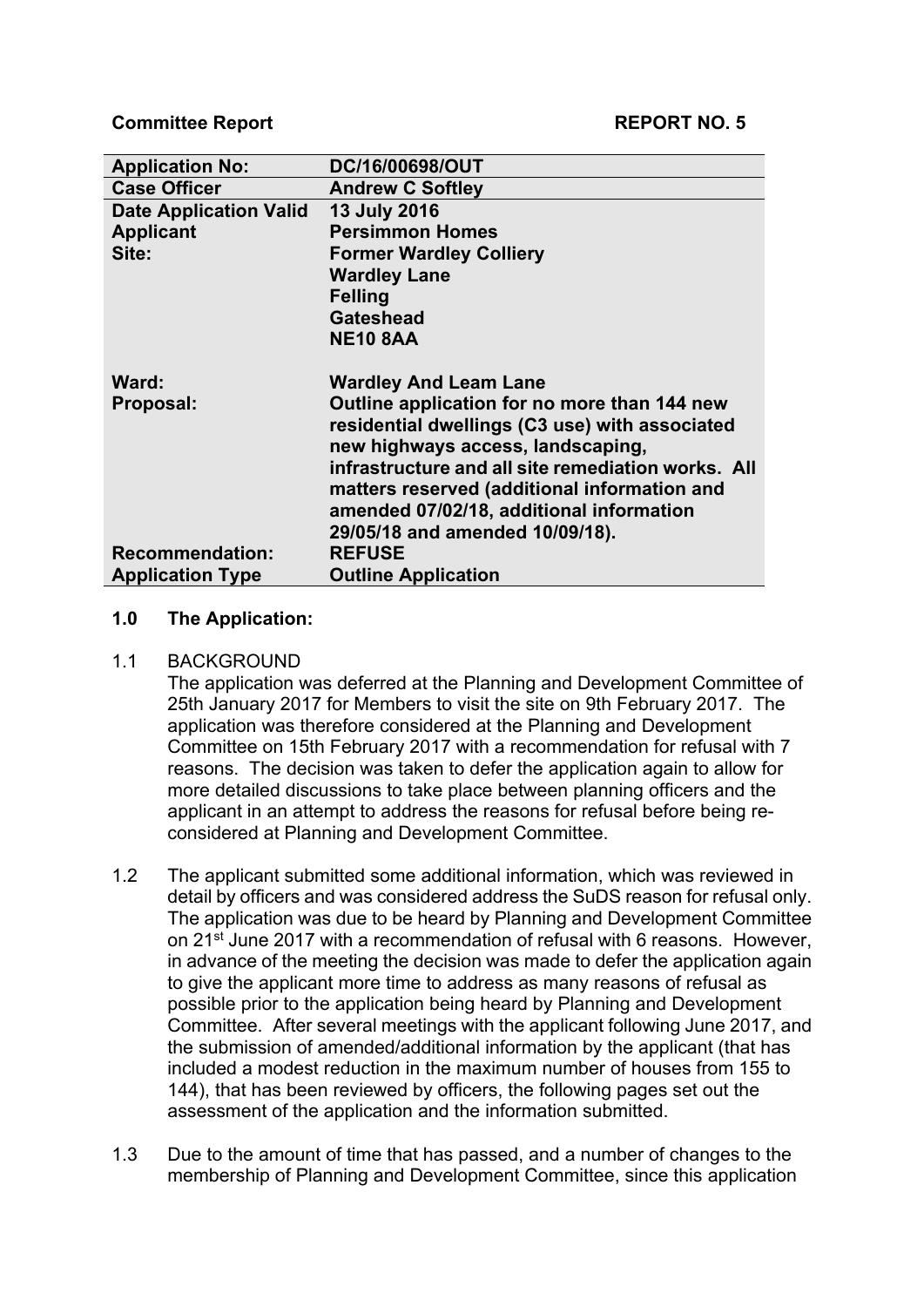**Committee Report** **REPORT NO. 5**

| Application No: | DC/16/00698/OUT |
|---|---|
| **Case Officer** | **Andrew C Softley** |
| **Date Application Valid** | **13 July 2016** |
| **Applicant** | **Persimmon Homes** |
| **Site:** | **Former Wardley Colliery<br>Wardley Lane<br>Felling<br>Gateshead<br>NE10 8AA** |
| **Ward:** | **Wardley And Leam Lane** |
| **Proposal:** | **Outline application for no more than 144 new residential dwellings (C3 use) with associated new highways access, landscaping, infrastructure and all site remediation works. All matters reserved (additional information and amended 07/02/18, additional information 29/05/18 and amended 10/09/18).** |
| **Recommendation:** | **REFUSE** |
| **Application Type** | **Outline Application** |

## 1.0 The Application:

1.1 BACKGROUND

The application was deferred at the Planning and Development Committee of 25th January 2017 for Members to visit the site on 9th February 2017. The application was therefore considered at the Planning and Development Committee on 15th February 2017 with a recommendation for refusal with 7 reasons. The decision was taken to defer the application again to allow for more detailed discussions to take place between planning officers and the applicant in an attempt to address the reasons for refusal before being re-considered at Planning and Development Committee.

1.2 The applicant submitted some additional information, which was reviewed in detail by officers and was considered address the SuDS reason for refusal only. The application was due to be heard by Planning and Development Committee on 21st June 2017 with a recommendation of refusal with 6 reasons. However, in advance of the meeting the decision was made to defer the application again to give the applicant more time to address as many reasons of refusal as possible prior to the application being heard by Planning and Development Committee. After several meetings with the applicant following June 2017, and the submission of amended/additional information by the applicant (that has included a modest reduction in the maximum number of houses from 155 to 144), that has been reviewed by officers, the following pages set out the assessment of the application and the information submitted.

1.3 Due to the amount of time that has passed, and a number of changes to the membership of Planning and Development Committee, since this application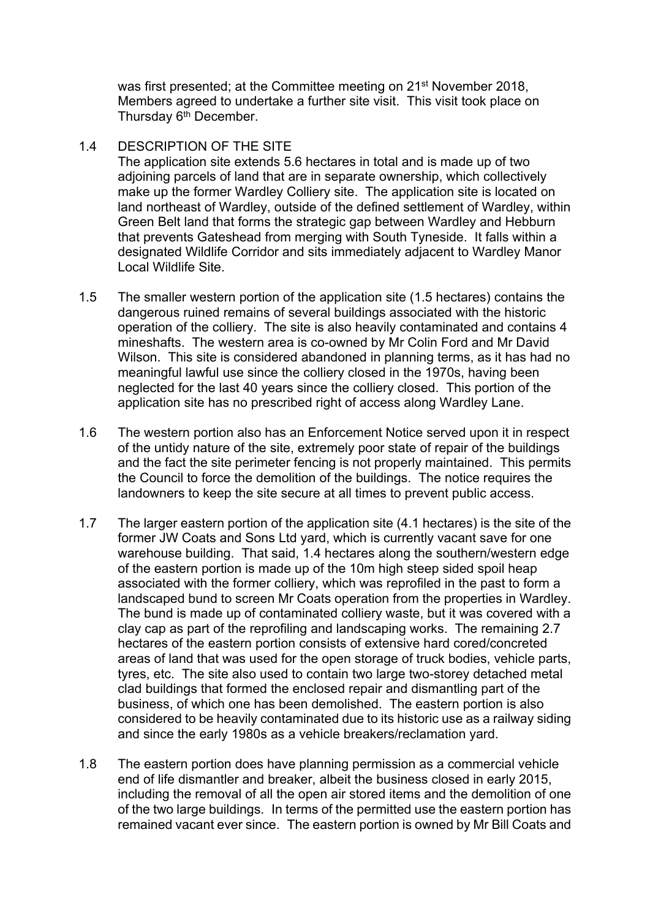was first presented; at the Committee meeting on 21st November 2018, Members agreed to undertake a further site visit. This visit took place on Thursday 6th December.

1.4 DESCRIPTION OF THE SITE

The application site extends 5.6 hectares in total and is made up of two adjoining parcels of land that are in separate ownership, which collectively make up the former Wardley Colliery site. The application site is located on land northeast of Wardley, outside of the defined settlement of Wardley, within Green Belt land that forms the strategic gap between Wardley and Hebburn that prevents Gateshead from merging with South Tyneside. It falls within a designated Wildlife Corridor and sits immediately adjacent to Wardley Manor Local Wildlife Site.

1.5 The smaller western portion of the application site (1.5 hectares) contains the dangerous ruined remains of several buildings associated with the historic operation of the colliery. The site is also heavily contaminated and contains 4 mineshafts. The western area is co-owned by Mr Colin Ford and Mr David Wilson. This site is considered abandoned in planning terms, as it has had no meaningful lawful use since the colliery closed in the 1970s, having been neglected for the last 40 years since the colliery closed. This portion of the application site has no prescribed right of access along Wardley Lane.

1.6 The western portion also has an Enforcement Notice served upon it in respect of the untidy nature of the site, extremely poor state of repair of the buildings and the fact the site perimeter fencing is not properly maintained. This permits the Council to force the demolition of the buildings. The notice requires the landowners to keep the site secure at all times to prevent public access.

1.7 The larger eastern portion of the application site (4.1 hectares) is the site of the former JW Coats and Sons Ltd yard, which is currently vacant save for one warehouse building. That said, 1.4 hectares along the southern/western edge of the eastern portion is made up of the 10m high steep sided spoil heap associated with the former colliery, which was reprofiled in the past to form a landscaped bund to screen Mr Coats operation from the properties in Wardley. The bund is made up of contaminated colliery waste, but it was covered with a clay cap as part of the reprofiling and landscaping works. The remaining 2.7 hectares of the eastern portion consists of extensive hard cored/concreted areas of land that was used for the open storage of truck bodies, vehicle parts, tyres, etc. The site also used to contain two large two-storey detached metal clad buildings that formed the enclosed repair and dismantling part of the business, of which one has been demolished. The eastern portion is also considered to be heavily contaminated due to its historic use as a railway siding and since the early 1980s as a vehicle breakers/reclamation yard.

1.8 The eastern portion does have planning permission as a commercial vehicle end of life dismantler and breaker, albeit the business closed in early 2015, including the removal of all the open air stored items and the demolition of one of the two large buildings. In terms of the permitted use the eastern portion has remained vacant ever since. The eastern portion is owned by Mr Bill Coats and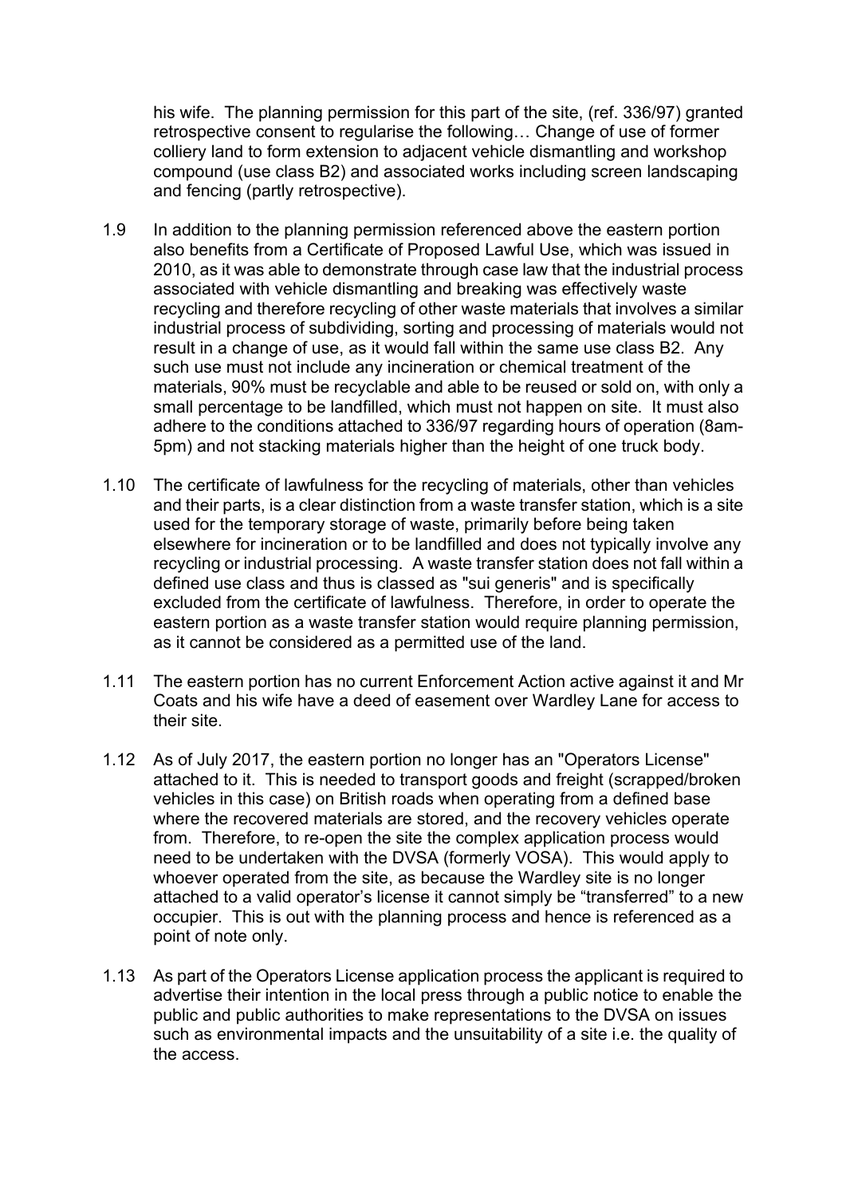his wife. The planning permission for this part of the site, (ref. 336/97) granted retrospective consent to regularise the following… Change of use of former colliery land to form extension to adjacent vehicle dismantling and workshop compound (use class B2) and associated works including screen landscaping and fencing (partly retrospective).

1.9 In addition to the planning permission referenced above the eastern portion also benefits from a Certificate of Proposed Lawful Use, which was issued in 2010, as it was able to demonstrate through case law that the industrial process associated with vehicle dismantling and breaking was effectively waste recycling and therefore recycling of other waste materials that involves a similar industrial process of subdividing, sorting and processing of materials would not result in a change of use, as it would fall within the same use class B2. Any such use must not include any incineration or chemical treatment of the materials, 90% must be recyclable and able to be reused or sold on, with only a small percentage to be landfilled, which must not happen on site. It must also adhere to the conditions attached to 336/97 regarding hours of operation (8am-5pm) and not stacking materials higher than the height of one truck body.

1.10 The certificate of lawfulness for the recycling of materials, other than vehicles and their parts, is a clear distinction from a waste transfer station, which is a site used for the temporary storage of waste, primarily before being taken elsewhere for incineration or to be landfilled and does not typically involve any recycling or industrial processing. A waste transfer station does not fall within a defined use class and thus is classed as "sui generis" and is specifically excluded from the certificate of lawfulness. Therefore, in order to operate the eastern portion as a waste transfer station would require planning permission, as it cannot be considered as a permitted use of the land.

1.11 The eastern portion has no current Enforcement Action active against it and Mr Coats and his wife have a deed of easement over Wardley Lane for access to their site.

1.12 As of July 2017, the eastern portion no longer has an "Operators License" attached to it. This is needed to transport goods and freight (scrapped/broken vehicles in this case) on British roads when operating from a defined base where the recovered materials are stored, and the recovery vehicles operate from. Therefore, to re-open the site the complex application process would need to be undertaken with the DVSA (formerly VOSA). This would apply to whoever operated from the site, as because the Wardley site is no longer attached to a valid operator's license it cannot simply be "transferred" to a new occupier. This is out with the planning process and hence is referenced as a point of note only.

1.13 As part of the Operators License application process the applicant is required to advertise their intention in the local press through a public notice to enable the public and public authorities to make representations to the DVSA on issues such as environmental impacts and the unsuitability of a site i.e. the quality of the access.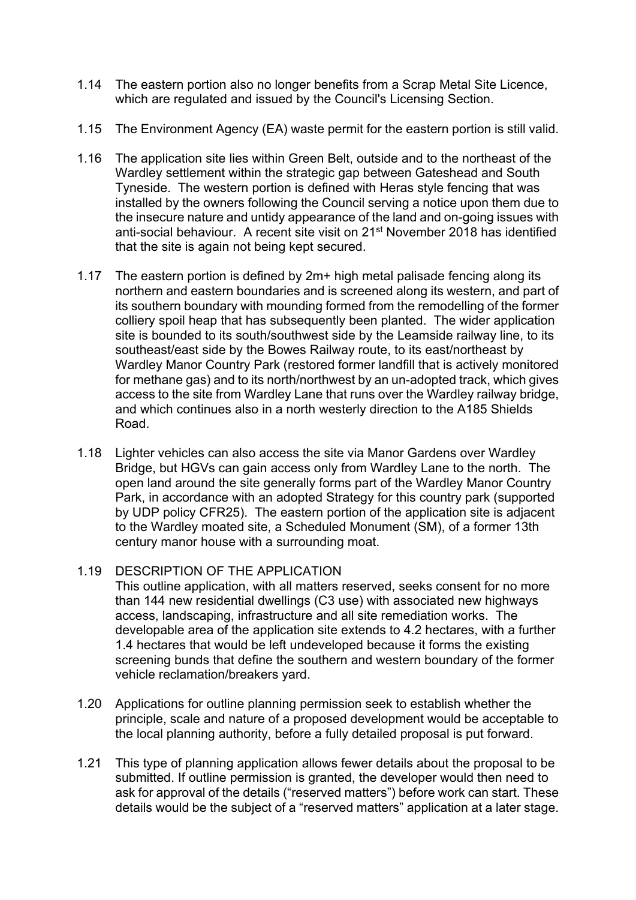1.14 The eastern portion also no longer benefits from a Scrap Metal Site Licence, which are regulated and issued by the Council's Licensing Section.

1.15 The Environment Agency (EA) waste permit for the eastern portion is still valid.

1.16 The application site lies within Green Belt, outside and to the northeast of the Wardley settlement within the strategic gap between Gateshead and South Tyneside. The western portion is defined with Heras style fencing that was installed by the owners following the Council serving a notice upon them due to the insecure nature and untidy appearance of the land and on-going issues with anti-social behaviour. A recent site visit on 21st November 2018 has identified that the site is again not being kept secured.

1.17 The eastern portion is defined by 2m+ high metal palisade fencing along its northern and eastern boundaries and is screened along its western, and part of its southern boundary with mounding formed from the remodelling of the former colliery spoil heap that has subsequently been planted. The wider application site is bounded to its south/southwest side by the Leamside railway line, to its southeast/east side by the Bowes Railway route, to its east/northeast by Wardley Manor Country Park (restored former landfill that is actively monitored for methane gas) and to its north/northwest by an un-adopted track, which gives access to the site from Wardley Lane that runs over the Wardley railway bridge, and which continues also in a north westerly direction to the A185 Shields Road.

1.18 Lighter vehicles can also access the site via Manor Gardens over Wardley Bridge, but HGVs can gain access only from Wardley Lane to the north. The open land around the site generally forms part of the Wardley Manor Country Park, in accordance with an adopted Strategy for this country park (supported by UDP policy CFR25). The eastern portion of the application site is adjacent to the Wardley moated site, a Scheduled Monument (SM), of a former 13th century manor house with a surrounding moat.

1.19 DESCRIPTION OF THE APPLICATION

This outline application, with all matters reserved, seeks consent for no more than 144 new residential dwellings (C3 use) with associated new highways access, landscaping, infrastructure and all site remediation works. The developable area of the application site extends to 4.2 hectares, with a further 1.4 hectares that would be left undeveloped because it forms the existing screening bunds that define the southern and western boundary of the former vehicle reclamation/breakers yard.

1.20 Applications for outline planning permission seek to establish whether the principle, scale and nature of a proposed development would be acceptable to the local planning authority, before a fully detailed proposal is put forward.

1.21 This type of planning application allows fewer details about the proposal to be submitted. If outline permission is granted, the developer would then need to ask for approval of the details ("reserved matters") before work can start. These details would be the subject of a "reserved matters" application at a later stage.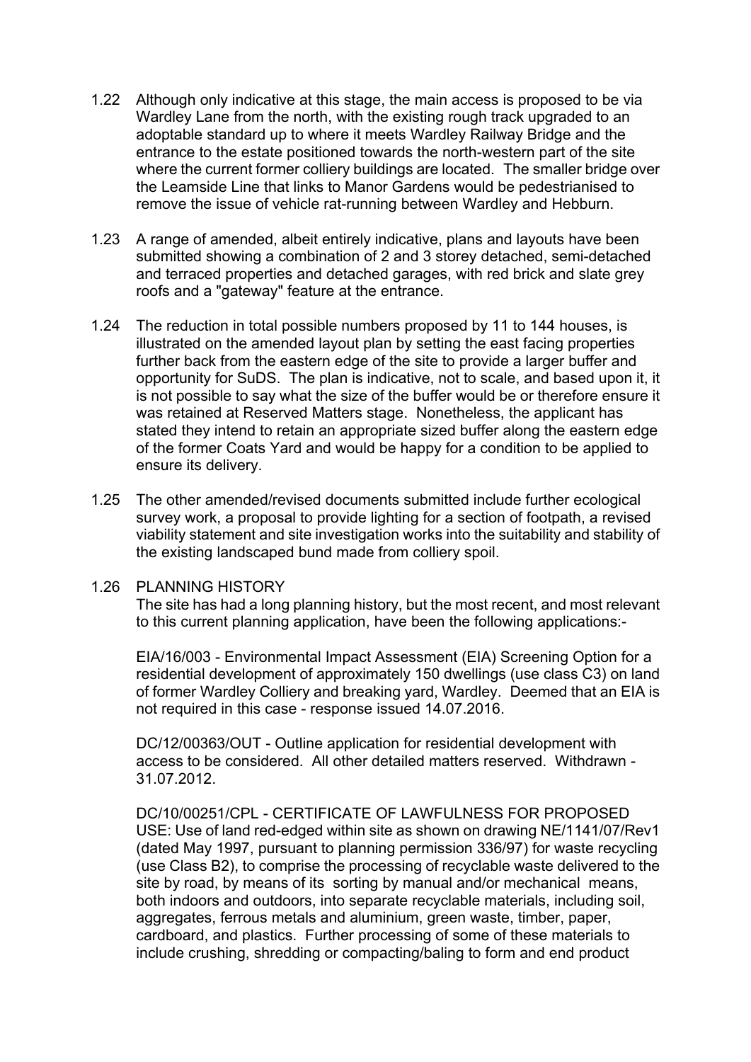1.22 Although only indicative at this stage, the main access is proposed to be via Wardley Lane from the north, with the existing rough track upgraded to an adoptable standard up to where it meets Wardley Railway Bridge and the entrance to the estate positioned towards the north-western part of the site where the current former colliery buildings are located. The smaller bridge over the Leamside Line that links to Manor Gardens would be pedestrianised to remove the issue of vehicle rat-running between Wardley and Hebburn.

1.23 A range of amended, albeit entirely indicative, plans and layouts have been submitted showing a combination of 2 and 3 storey detached, semi-detached and terraced properties and detached garages, with red brick and slate grey roofs and a "gateway" feature at the entrance.

1.24 The reduction in total possible numbers proposed by 11 to 144 houses, is illustrated on the amended layout plan by setting the east facing properties further back from the eastern edge of the site to provide a larger buffer and opportunity for SuDS. The plan is indicative, not to scale, and based upon it, it is not possible to say what the size of the buffer would be or therefore ensure it was retained at Reserved Matters stage. Nonetheless, the applicant has stated they intend to retain an appropriate sized buffer along the eastern edge of the former Coats Yard and would be happy for a condition to be applied to ensure its delivery.

1.25 The other amended/revised documents submitted include further ecological survey work, a proposal to provide lighting for a section of footpath, a revised viability statement and site investigation works into the suitability and stability of the existing landscaped bund made from colliery spoil.

1.26 PLANNING HISTORY

The site has had a long planning history, but the most recent, and most relevant to this current planning application, have been the following applications:-

EIA/16/003 - Environmental Impact Assessment (EIA) Screening Option for a residential development of approximately 150 dwellings (use class C3) on land of former Wardley Colliery and breaking yard, Wardley. Deemed that an EIA is not required in this case - response issued 14.07.2016.

DC/12/00363/OUT - Outline application for residential development with access to be considered. All other detailed matters reserved. Withdrawn - 31.07.2012.

DC/10/00251/CPL - CERTIFICATE OF LAWFULNESS FOR PROPOSED USE: Use of land red-edged within site as shown on drawing NE/1141/07/Rev1 (dated May 1997, pursuant to planning permission 336/97) for waste recycling (use Class B2), to comprise the processing of recyclable waste delivered to the site by road, by means of its sorting by manual and/or mechanical means, both indoors and outdoors, into separate recyclable materials, including soil, aggregates, ferrous metals and aluminium, green waste, timber, paper, cardboard, and plastics. Further processing of some of these materials to include crushing, shredding or compacting/baling to form and end product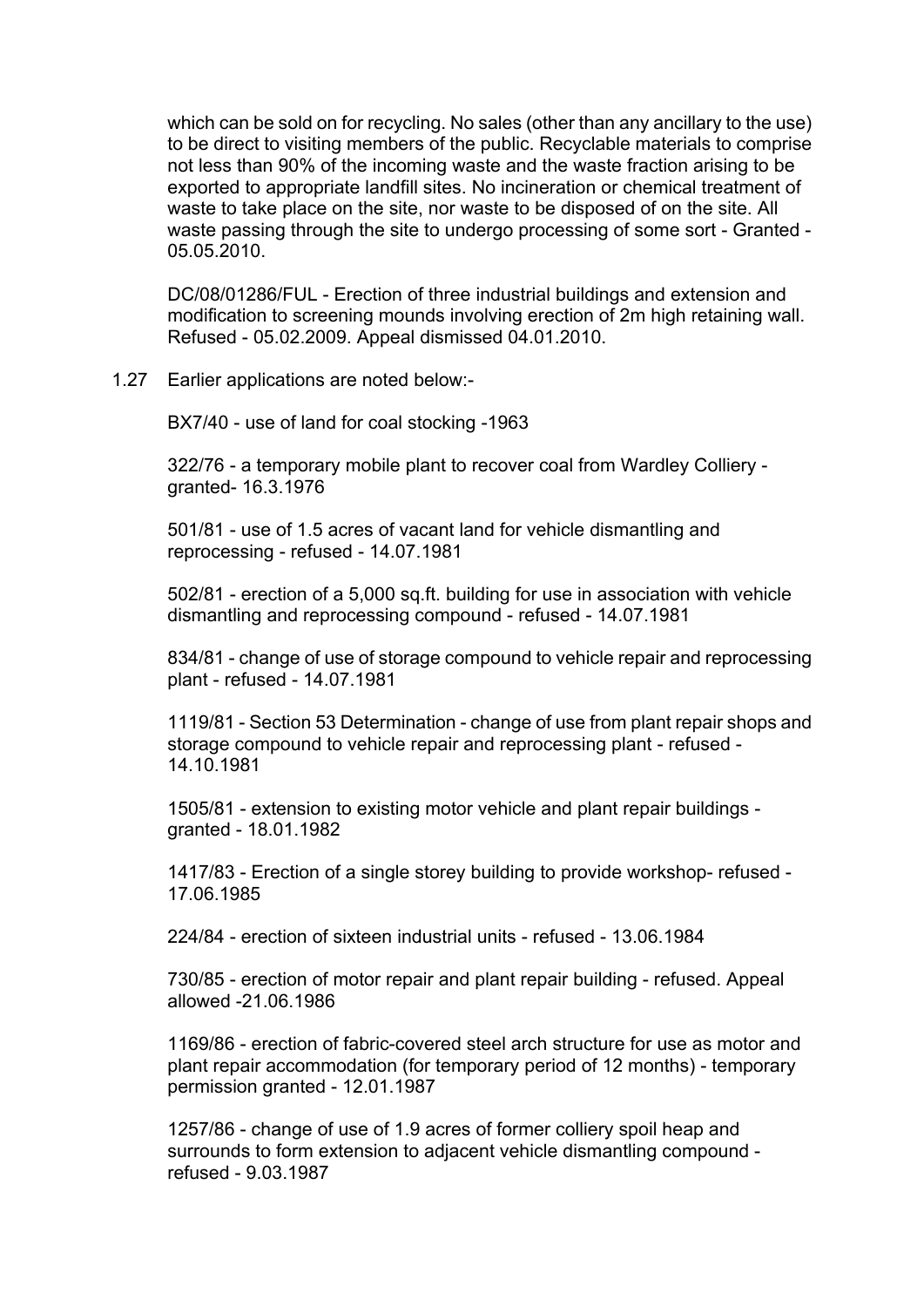which can be sold on for recycling. No sales (other than any ancillary to the use) to be direct to visiting members of the public. Recyclable materials to comprise not less than 90% of the incoming waste and the waste fraction arising to be exported to appropriate landfill sites. No incineration or chemical treatment of waste to take place on the site, nor waste to be disposed of on the site. All waste passing through the site to undergo processing of some sort - Granted - 05.05.2010.

DC/08/01286/FUL - Erection of three industrial buildings and extension and modification to screening mounds involving erection of 2m high retaining wall. Refused - 05.02.2009. Appeal dismissed 04.01.2010.

1.27 Earlier applications are noted below:-

BX7/40 - use of land for coal stocking -1963

322/76 - a temporary mobile plant to recover coal from Wardley Colliery - granted- 16.3.1976

501/81 - use of 1.5 acres of vacant land for vehicle dismantling and reprocessing - refused - 14.07.1981

502/81 - erection of a 5,000 sq.ft. building for use in association with vehicle dismantling and reprocessing compound - refused - 14.07.1981

834/81 - change of use of storage compound to vehicle repair and reprocessing plant - refused - 14.07.1981

1119/81 - Section 53 Determination - change of use from plant repair shops and storage compound to vehicle repair and reprocessing plant - refused - 14.10.1981

1505/81 - extension to existing motor vehicle and plant repair buildings - granted - 18.01.1982

1417/83 - Erection of a single storey building to provide workshop- refused - 17.06.1985

224/84 - erection of sixteen industrial units - refused - 13.06.1984

730/85 - erection of motor repair and plant repair building - refused. Appeal allowed -21.06.1986

1169/86 - erection of fabric-covered steel arch structure for use as motor and plant repair accommodation (for temporary period of 12 months) - temporary permission granted - 12.01.1987

1257/86 - change of use of 1.9 acres of former colliery spoil heap and surrounds to form extension to adjacent vehicle dismantling compound - refused - 9.03.1987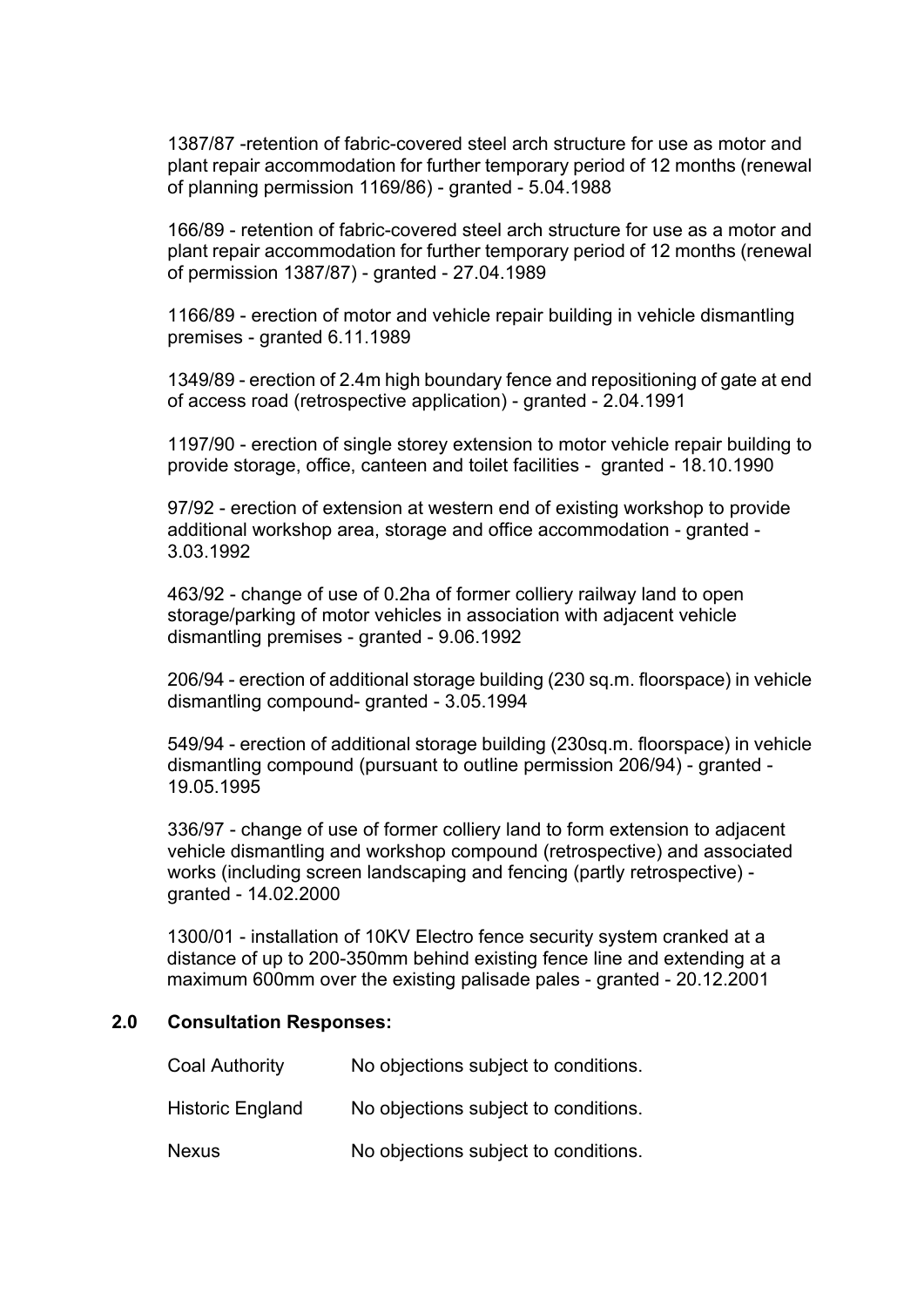1387/87 -retention of fabric-covered steel arch structure for use as motor and plant repair accommodation for further temporary period of 12 months (renewal of planning permission 1169/86) - granted - 5.04.1988

166/89 - retention of fabric-covered steel arch structure for use as a motor and plant repair accommodation for further temporary period of 12 months (renewal of permission 1387/87) - granted - 27.04.1989

1166/89 - erection of motor and vehicle repair building in vehicle dismantling premises - granted 6.11.1989

1349/89 - erection of 2.4m high boundary fence and repositioning of gate at end of access road (retrospective application) - granted - 2.04.1991

1197/90 - erection of single storey extension to motor vehicle repair building to provide storage, office, canteen and toilet facilities - granted - 18.10.1990

97/92 - erection of extension at western end of existing workshop to provide additional workshop area, storage and office accommodation - granted - 3.03.1992

463/92 - change of use of 0.2ha of former colliery railway land to open storage/parking of motor vehicles in association with adjacent vehicle dismantling premises - granted - 9.06.1992

206/94 - erection of additional storage building (230 sq.m. floorspace) in vehicle dismantling compound- granted - 3.05.1994

549/94 - erection of additional storage building (230sq.m. floorspace) in vehicle dismantling compound (pursuant to outline permission 206/94) - granted - 19.05.1995

336/97 - change of use of former colliery land to form extension to adjacent vehicle dismantling and workshop compound (retrospective) and associated works (including screen landscaping and fencing (partly retrospective) - granted - 14.02.2000

1300/01 - installation of 10KV Electro fence security system cranked at a distance of up to 200-350mm behind existing fence line and extending at a maximum 600mm over the existing palisade pales - granted - 20.12.2001

## 2.0 Consultation Responses:

| | |
|---|---|
| Coal Authority | No objections subject to conditions. |
| Historic England | No objections subject to conditions. |
| Nexus | No objections subject to conditions. |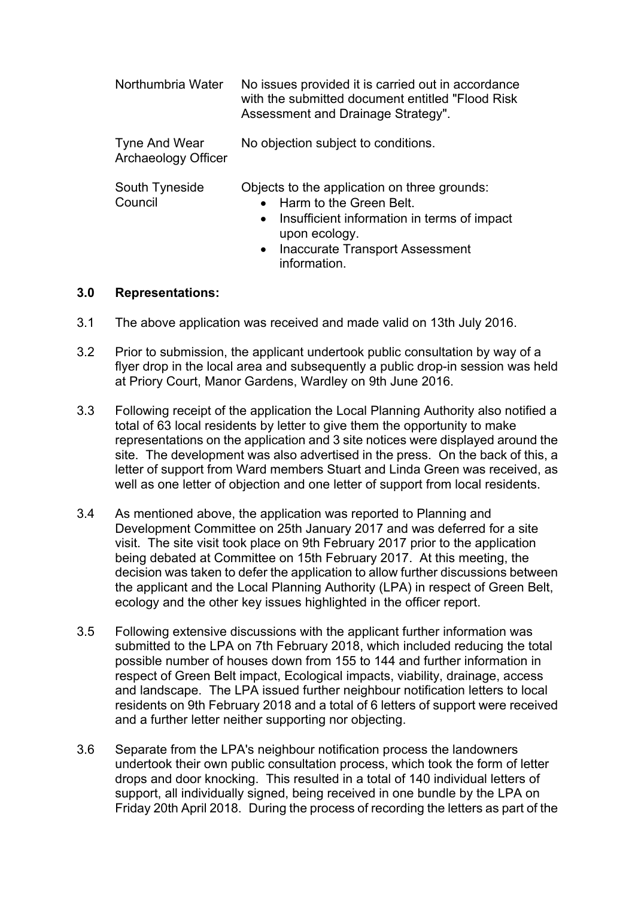| | |
|---|---|
| Northumbria Water | No issues provided it is carried out in accordance with the submitted document entitled "Flood Risk Assessment and Drainage Strategy". |
| Tyne And Wear Archaeology Officer | No objection subject to conditions. |
| South Tyneside Council | Objects to the application on three grounds:<br>• Harm to the Green Belt.<br>• Insufficient information in terms of impact upon ecology.<br>• Inaccurate Transport Assessment information. |

## 3.0 Representations:

3.1 The above application was received and made valid on 13th July 2016.

3.2 Prior to submission, the applicant undertook public consultation by way of a flyer drop in the local area and subsequently a public drop-in session was held at Priory Court, Manor Gardens, Wardley on 9th June 2016.

3.3 Following receipt of the application the Local Planning Authority also notified a total of 63 local residents by letter to give them the opportunity to make representations on the application and 3 site notices were displayed around the site. The development was also advertised in the press. On the back of this, a letter of support from Ward members Stuart and Linda Green was received, as well as one letter of objection and one letter of support from local residents.

3.4 As mentioned above, the application was reported to Planning and Development Committee on 25th January 2017 and was deferred for a site visit. The site visit took place on 9th February 2017 prior to the application being debated at Committee on 15th February 2017. At this meeting, the decision was taken to defer the application to allow further discussions between the applicant and the Local Planning Authority (LPA) in respect of Green Belt, ecology and the other key issues highlighted in the officer report.

3.5 Following extensive discussions with the applicant further information was submitted to the LPA on 7th February 2018, which included reducing the total possible number of houses down from 155 to 144 and further information in respect of Green Belt impact, Ecological impacts, viability, drainage, access and landscape. The LPA issued further neighbour notification letters to local residents on 9th February 2018 and a total of 6 letters of support were received and a further letter neither supporting nor objecting.

3.6 Separate from the LPA's neighbour notification process the landowners undertook their own public consultation process, which took the form of letter drops and door knocking. This resulted in a total of 140 individual letters of support, all individually signed, being received in one bundle by the LPA on Friday 20th April 2018. During the process of recording the letters as part of the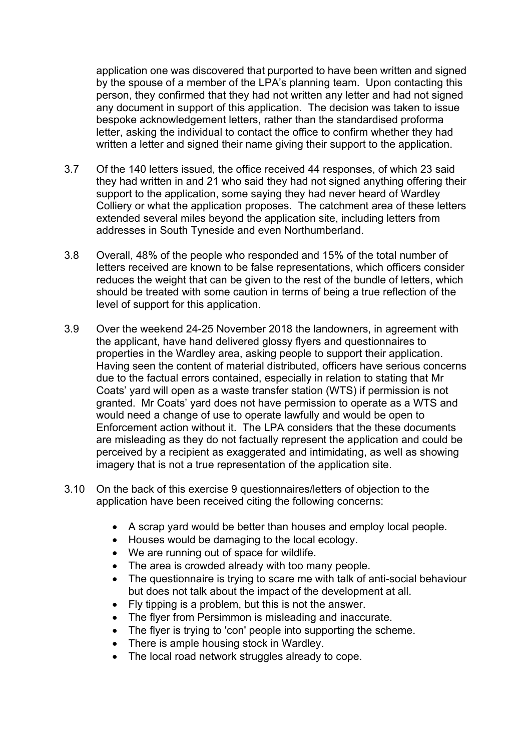application one was discovered that purported to have been written and signed by the spouse of a member of the LPA's planning team. Upon contacting this person, they confirmed that they had not written any letter and had not signed any document in support of this application. The decision was taken to issue bespoke acknowledgement letters, rather than the standardised proforma letter, asking the individual to contact the office to confirm whether they had written a letter and signed their name giving their support to the application.

3.7 Of the 140 letters issued, the office received 44 responses, of which 23 said they had written in and 21 who said they had not signed anything offering their support to the application, some saying they had never heard of Wardley Colliery or what the application proposes. The catchment area of these letters extended several miles beyond the application site, including letters from addresses in South Tyneside and even Northumberland.

3.8 Overall, 48% of the people who responded and 15% of the total number of letters received are known to be false representations, which officers consider reduces the weight that can be given to the rest of the bundle of letters, which should be treated with some caution in terms of being a true reflection of the level of support for this application.

3.9 Over the weekend 24-25 November 2018 the landowners, in agreement with the applicant, have hand delivered glossy flyers and questionnaires to properties in the Wardley area, asking people to support their application. Having seen the content of material distributed, officers have serious concerns due to the factual errors contained, especially in relation to stating that Mr Coats' yard will open as a waste transfer station (WTS) if permission is not granted. Mr Coats' yard does not have permission to operate as a WTS and would need a change of use to operate lawfully and would be open to Enforcement action without it. The LPA considers that the these documents are misleading as they do not factually represent the application and could be perceived by a recipient as exaggerated and intimidating, as well as showing imagery that is not a true representation of the application site.

3.10 On the back of this exercise 9 questionnaires/letters of objection to the application have been received citing the following concerns:

- A scrap yard would be better than houses and employ local people.
- Houses would be damaging to the local ecology.
- We are running out of space for wildlife.
- The area is crowded already with too many people.
- The questionnaire is trying to scare me with talk of anti-social behaviour but does not talk about the impact of the development at all.
- Fly tipping is a problem, but this is not the answer.
- The flyer from Persimmon is misleading and inaccurate.
- The flyer is trying to 'con' people into supporting the scheme.
- There is ample housing stock in Wardley.
- The local road network struggles already to cope.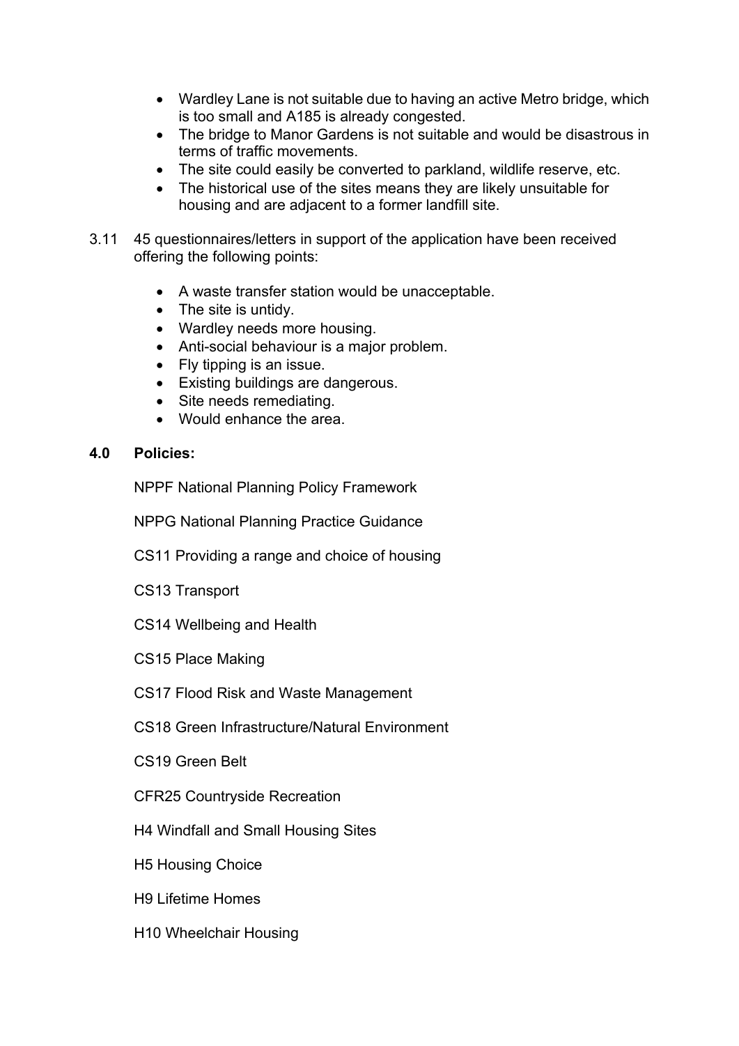- Wardley Lane is not suitable due to having an active Metro bridge, which is too small and A185 is already congested.
- The bridge to Manor Gardens is not suitable and would be disastrous in terms of traffic movements.
- The site could easily be converted to parkland, wildlife reserve, etc.
- The historical use of the sites means they are likely unsuitable for housing and are adjacent to a former landfill site.

3.11 45 questionnaires/letters in support of the application have been received offering the following points:

- A waste transfer station would be unacceptable.
- The site is untidy.
- Wardley needs more housing.
- Anti-social behaviour is a major problem.
- Fly tipping is an issue.
- Existing buildings are dangerous.
- Site needs remediating.
- Would enhance the area.

## 4.0 Policies:

NPPF National Planning Policy Framework

NPPG National Planning Practice Guidance

CS11 Providing a range and choice of housing

CS13 Transport

CS14 Wellbeing and Health

CS15 Place Making

CS17 Flood Risk and Waste Management

CS18 Green Infrastructure/Natural Environment

CS19 Green Belt

CFR25 Countryside Recreation

H4 Windfall and Small Housing Sites

H5 Housing Choice

H9 Lifetime Homes

H10 Wheelchair Housing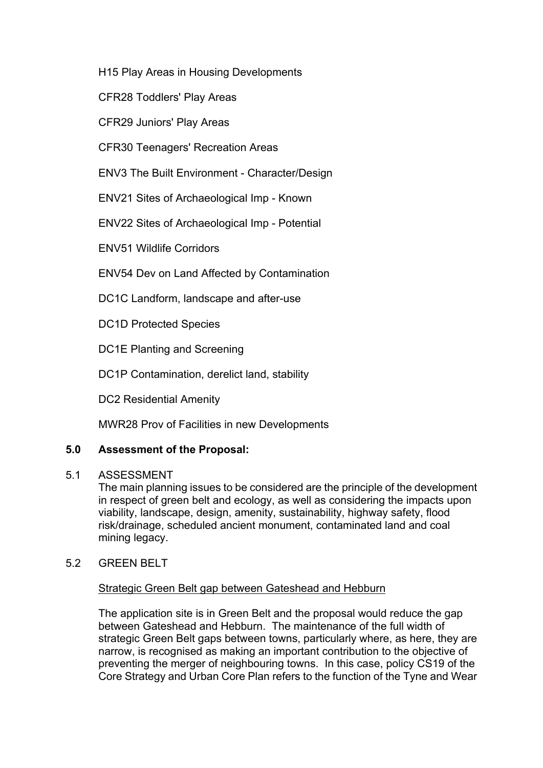H15 Play Areas in Housing Developments

CFR28 Toddlers' Play Areas

CFR29 Juniors' Play Areas

CFR30 Teenagers' Recreation Areas

ENV3 The Built Environment - Character/Design

ENV21 Sites of Archaeological Imp - Known

ENV22 Sites of Archaeological Imp - Potential

ENV51 Wildlife Corridors

ENV54 Dev on Land Affected by Contamination

DC1C Landform, landscape and after-use

DC1D Protected Species

DC1E Planting and Screening

DC1P Contamination, derelict land, stability

DC2 Residential Amenity

MWR28 Prov of Facilities in new Developments

## 5.0 Assessment of the Proposal:

5.1 ASSESSMENT

The main planning issues to be considered are the principle of the development in respect of green belt and ecology, as well as considering the impacts upon viability, landscape, design, amenity, sustainability, highway safety, flood risk/drainage, scheduled ancient monument, contaminated land and coal mining legacy.

5.2 GREEN BELT

Strategic Green Belt gap between Gateshead and Hebburn

The application site is in Green Belt and the proposal would reduce the gap between Gateshead and Hebburn. The maintenance of the full width of strategic Green Belt gaps between towns, particularly where, as here, they are narrow, is recognised as making an important contribution to the objective of preventing the merger of neighbouring towns. In this case, policy CS19 of the Core Strategy and Urban Core Plan refers to the function of the Tyne and Wear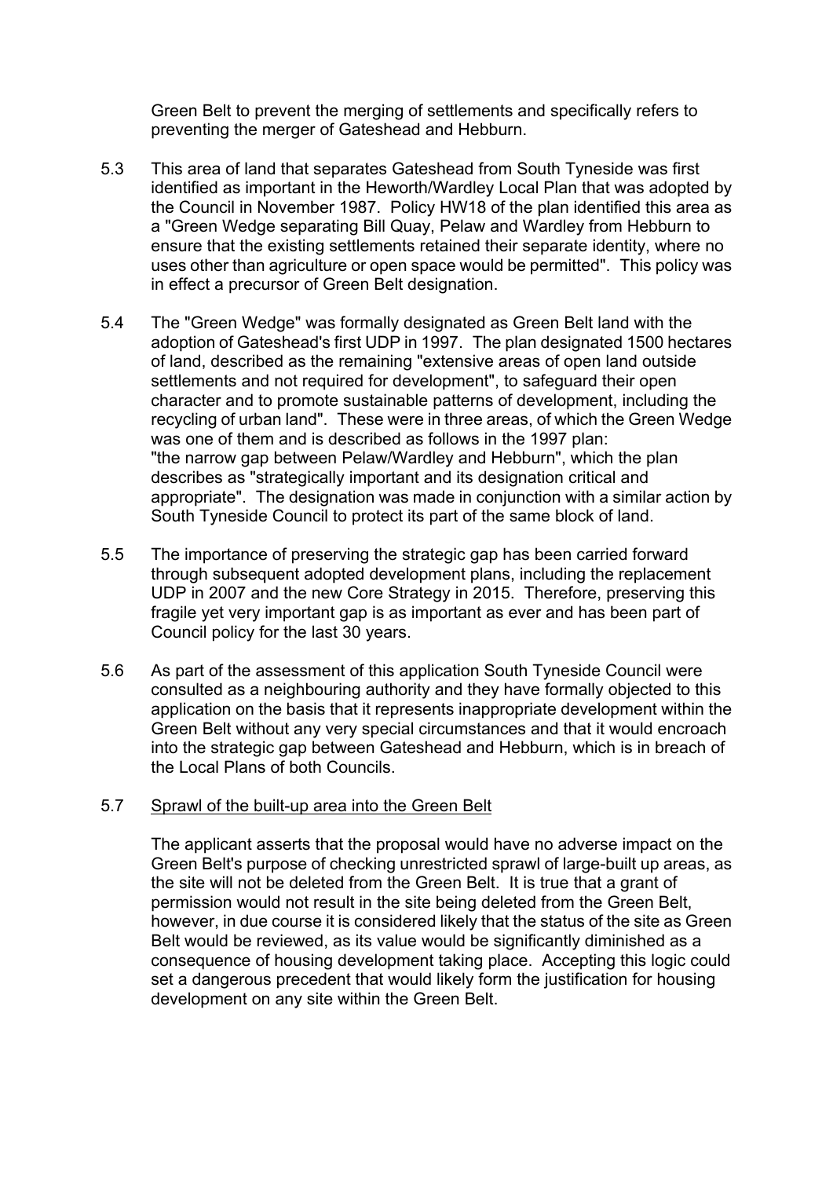Green Belt to prevent the merging of settlements and specifically refers to preventing the merger of Gateshead and Hebburn.

5.3 This area of land that separates Gateshead from South Tyneside was first identified as important in the Heworth/Wardley Local Plan that was adopted by the Council in November 1987. Policy HW18 of the plan identified this area as a "Green Wedge separating Bill Quay, Pelaw and Wardley from Hebburn to ensure that the existing settlements retained their separate identity, where no uses other than agriculture or open space would be permitted". This policy was in effect a precursor of Green Belt designation.

5.4 The "Green Wedge" was formally designated as Green Belt land with the adoption of Gateshead's first UDP in 1997. The plan designated 1500 hectares of land, described as the remaining "extensive areas of open land outside settlements and not required for development", to safeguard their open character and to promote sustainable patterns of development, including the recycling of urban land". These were in three areas, of which the Green Wedge was one of them and is described as follows in the 1997 plan: "the narrow gap between Pelaw/Wardley and Hebburn", which the plan describes as "strategically important and its designation critical and appropriate". The designation was made in conjunction with a similar action by South Tyneside Council to protect its part of the same block of land.

5.5 The importance of preserving the strategic gap has been carried forward through subsequent adopted development plans, including the replacement UDP in 2007 and the new Core Strategy in 2015. Therefore, preserving this fragile yet very important gap is as important as ever and has been part of Council policy for the last 30 years.

5.6 As part of the assessment of this application South Tyneside Council were consulted as a neighbouring authority and they have formally objected to this application on the basis that it represents inappropriate development within the Green Belt without any very special circumstances and that it would encroach into the strategic gap between Gateshead and Hebburn, which is in breach of the Local Plans of both Councils.

5.7 Sprawl of the built-up area into the Green Belt

The applicant asserts that the proposal would have no adverse impact on the Green Belt's purpose of checking unrestricted sprawl of large-built up areas, as the site will not be deleted from the Green Belt. It is true that a grant of permission would not result in the site being deleted from the Green Belt, however, in due course it is considered likely that the status of the site as Green Belt would be reviewed, as its value would be significantly diminished as a consequence of housing development taking place. Accepting this logic could set a dangerous precedent that would likely form the justification for housing development on any site within the Green Belt.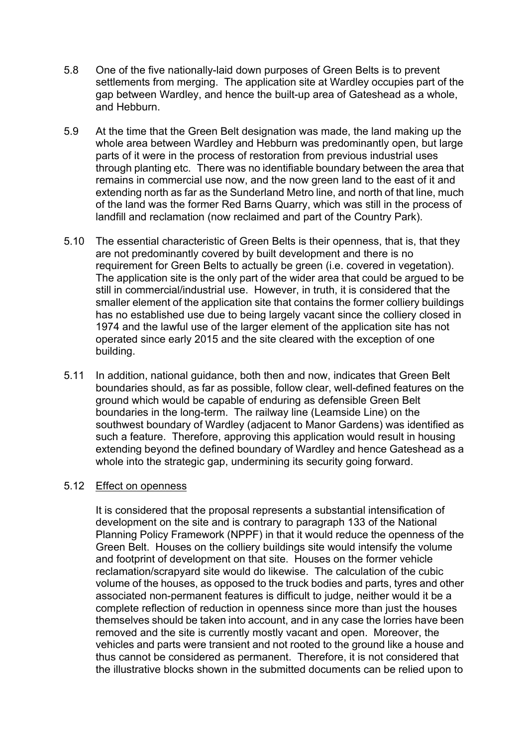5.8 One of the five nationally-laid down purposes of Green Belts is to prevent settlements from merging. The application site at Wardley occupies part of the gap between Wardley, and hence the built-up area of Gateshead as a whole, and Hebburn.

5.9 At the time that the Green Belt designation was made, the land making up the whole area between Wardley and Hebburn was predominantly open, but large parts of it were in the process of restoration from previous industrial uses through planting etc. There was no identifiable boundary between the area that remains in commercial use now, and the now green land to the east of it and extending north as far as the Sunderland Metro line, and north of that line, much of the land was the former Red Barns Quarry, which was still in the process of landfill and reclamation (now reclaimed and part of the Country Park).

5.10 The essential characteristic of Green Belts is their openness, that is, that they are not predominantly covered by built development and there is no requirement for Green Belts to actually be green (i.e. covered in vegetation). The application site is the only part of the wider area that could be argued to be still in commercial/industrial use. However, in truth, it is considered that the smaller element of the application site that contains the former colliery buildings has no established use due to being largely vacant since the colliery closed in 1974 and the lawful use of the larger element of the application site has not operated since early 2015 and the site cleared with the exception of one building.

5.11 In addition, national guidance, both then and now, indicates that Green Belt boundaries should, as far as possible, follow clear, well-defined features on the ground which would be capable of enduring as defensible Green Belt boundaries in the long-term. The railway line (Leamside Line) on the southwest boundary of Wardley (adjacent to Manor Gardens) was identified as such a feature. Therefore, approving this application would result in housing extending beyond the defined boundary of Wardley and hence Gateshead as a whole into the strategic gap, undermining its security going forward.

5.12 <u>Effect on openness</u>

It is considered that the proposal represents a substantial intensification of development on the site and is contrary to paragraph 133 of the National Planning Policy Framework (NPPF) in that it would reduce the openness of the Green Belt. Houses on the colliery buildings site would intensify the volume and footprint of development on that site. Houses on the former vehicle reclamation/scrapyard site would do likewise. The calculation of the cubic volume of the houses, as opposed to the truck bodies and parts, tyres and other associated non-permanent features is difficult to judge, neither would it be a complete reflection of reduction in openness since more than just the houses themselves should be taken into account, and in any case the lorries have been removed and the site is currently mostly vacant and open. Moreover, the vehicles and parts were transient and not rooted to the ground like a house and thus cannot be considered as permanent. Therefore, it is not considered that the illustrative blocks shown in the submitted documents can be relied upon to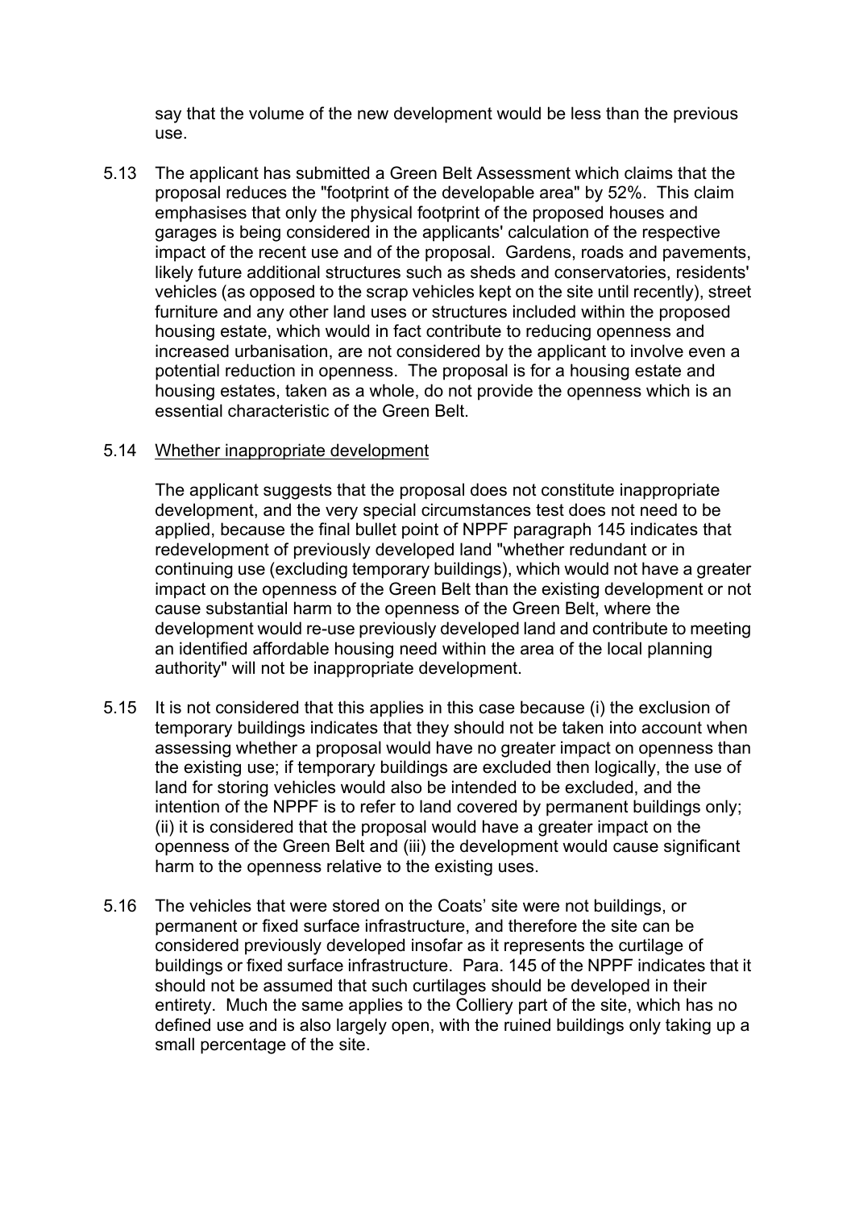say that the volume of the new development would be less than the previous use.

5.13 The applicant has submitted a Green Belt Assessment which claims that the proposal reduces the "footprint of the developable area" by 52%. This claim emphasises that only the physical footprint of the proposed houses and garages is being considered in the applicants' calculation of the respective impact of the recent use and of the proposal. Gardens, roads and pavements, likely future additional structures such as sheds and conservatories, residents' vehicles (as opposed to the scrap vehicles kept on the site until recently), street furniture and any other land uses or structures included within the proposed housing estate, which would in fact contribute to reducing openness and increased urbanisation, are not considered by the applicant to involve even a potential reduction in openness. The proposal is for a housing estate and housing estates, taken as a whole, do not provide the openness which is an essential characteristic of the Green Belt.

5.14 <u>Whether inappropriate development</u>

The applicant suggests that the proposal does not constitute inappropriate development, and the very special circumstances test does not need to be applied, because the final bullet point of NPPF paragraph 145 indicates that redevelopment of previously developed land "whether redundant or in continuing use (excluding temporary buildings), which would not have a greater impact on the openness of the Green Belt than the existing development or not cause substantial harm to the openness of the Green Belt, where the development would re-use previously developed land and contribute to meeting an identified affordable housing need within the area of the local planning authority" will not be inappropriate development.

5.15 It is not considered that this applies in this case because (i) the exclusion of temporary buildings indicates that they should not be taken into account when assessing whether a proposal would have no greater impact on openness than the existing use; if temporary buildings are excluded then logically, the use of land for storing vehicles would also be intended to be excluded, and the intention of the NPPF is to refer to land covered by permanent buildings only; (ii) it is considered that the proposal would have a greater impact on the openness of the Green Belt and (iii) the development would cause significant harm to the openness relative to the existing uses.

5.16 The vehicles that were stored on the Coats' site were not buildings, or permanent or fixed surface infrastructure, and therefore the site can be considered previously developed insofar as it represents the curtilage of buildings or fixed surface infrastructure. Para. 145 of the NPPF indicates that it should not be assumed that such curtilages should be developed in their entirety. Much the same applies to the Colliery part of the site, which has no defined use and is also largely open, with the ruined buildings only taking up a small percentage of the site.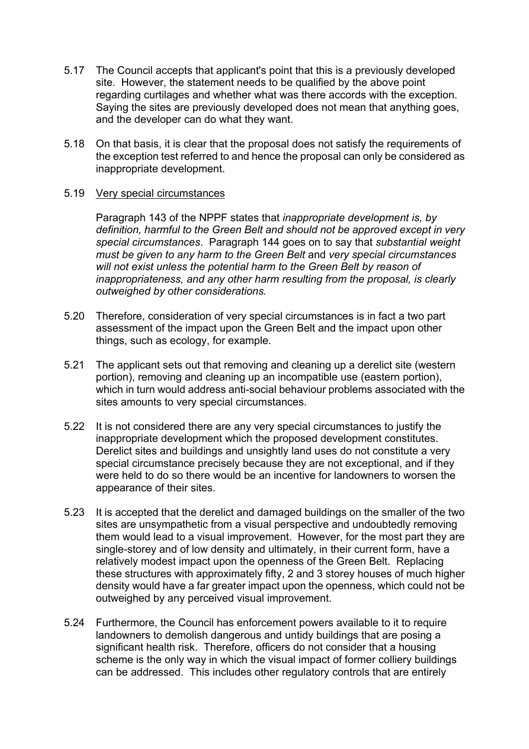5.17 The Council accepts that applicant's point that this is a previously developed site. However, the statement needs to be qualified by the above point regarding curtilages and whether what was there accords with the exception. Saying the sites are previously developed does not mean that anything goes, and the developer can do what they want.

5.18 On that basis, it is clear that the proposal does not satisfy the requirements of the exception test referred to and hence the proposal can only be considered as inappropriate development.

5.19 Very special circumstances

Paragraph 143 of the NPPF states that *inappropriate development is, by definition, harmful to the Green Belt and should not be approved except in very special circumstances*. Paragraph 144 goes on to say that *substantial weight must be given to any harm to the Green Belt* and *very special circumstances will not exist unless the potential harm to the Green Belt by reason of inappropriateness, and any other harm resulting from the proposal, is clearly outweighed by other considerations.*

5.20 Therefore, consideration of very special circumstances is in fact a two part assessment of the impact upon the Green Belt and the impact upon other things, such as ecology, for example.

5.21 The applicant sets out that removing and cleaning up a derelict site (western portion), removing and cleaning up an incompatible use (eastern portion), which in turn would address anti-social behaviour problems associated with the sites amounts to very special circumstances.

5.22 It is not considered there are any very special circumstances to justify the inappropriate development which the proposed development constitutes. Derelict sites and buildings and unsightly land uses do not constitute a very special circumstance precisely because they are not exceptional, and if they were held to do so there would be an incentive for landowners to worsen the appearance of their sites.

5.23 It is accepted that the derelict and damaged buildings on the smaller of the two sites are unsympathetic from a visual perspective and undoubtedly removing them would lead to a visual improvement. However, for the most part they are single-storey and of low density and ultimately, in their current form, have a relatively modest impact upon the openness of the Green Belt. Replacing these structures with approximately fifty, 2 and 3 storey houses of much higher density would have a far greater impact upon the openness, which could not be outweighed by any perceived visual improvement.

5.24 Furthermore, the Council has enforcement powers available to it to require landowners to demolish dangerous and untidy buildings that are posing a significant health risk. Therefore, officers do not consider that a housing scheme is the only way in which the visual impact of former colliery buildings can be addressed. This includes other regulatory controls that are entirely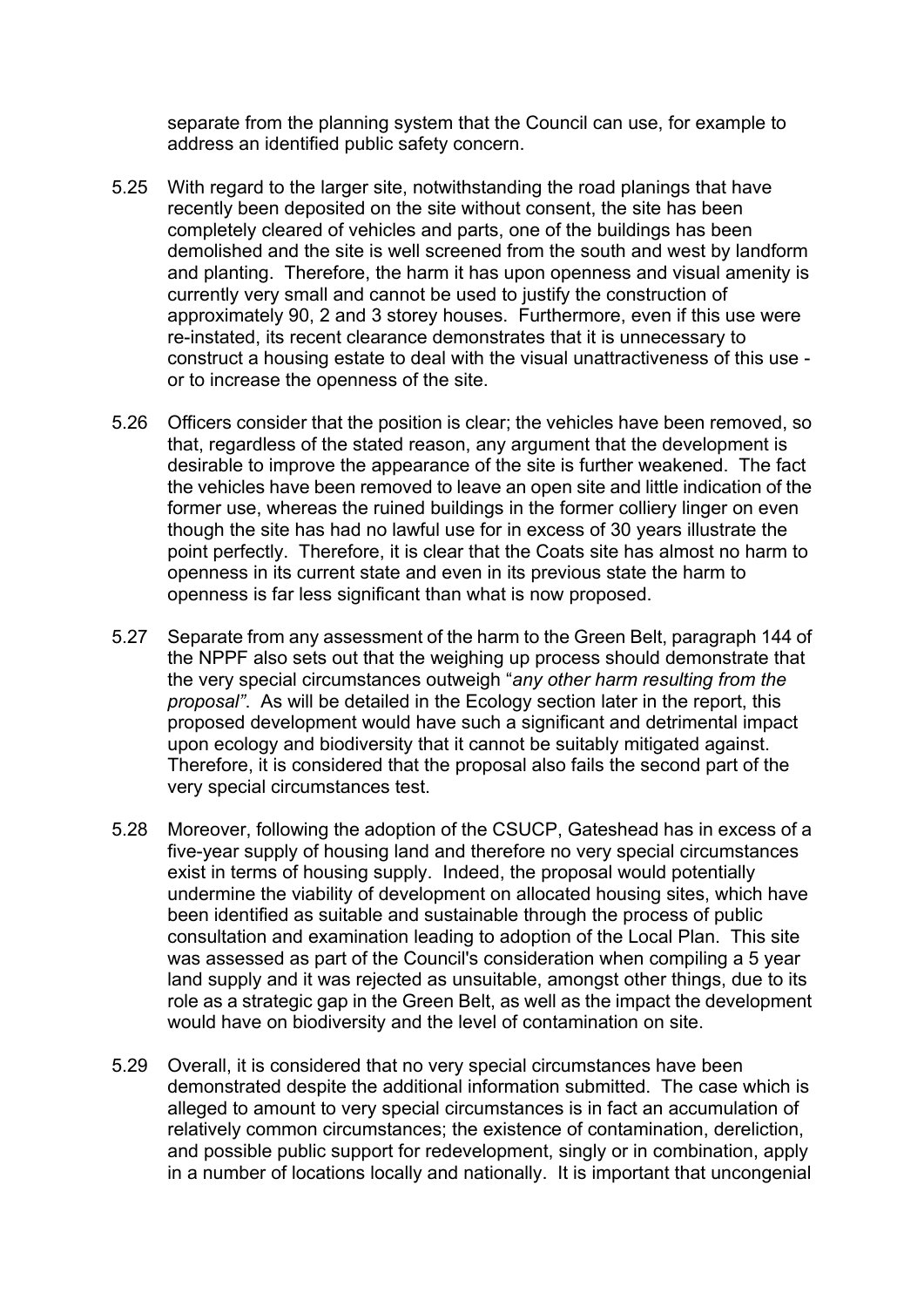separate from the planning system that the Council can use, for example to address an identified public safety concern.

5.25 With regard to the larger site, notwithstanding the road planings that have recently been deposited on the site without consent, the site has been completely cleared of vehicles and parts, one of the buildings has been demolished and the site is well screened from the south and west by landform and planting. Therefore, the harm it has upon openness and visual amenity is currently very small and cannot be used to justify the construction of approximately 90, 2 and 3 storey houses. Furthermore, even if this use were re-instated, its recent clearance demonstrates that it is unnecessary to construct a housing estate to deal with the visual unattractiveness of this use - or to increase the openness of the site.

5.26 Officers consider that the position is clear; the vehicles have been removed, so that, regardless of the stated reason, any argument that the development is desirable to improve the appearance of the site is further weakened. The fact the vehicles have been removed to leave an open site and little indication of the former use, whereas the ruined buildings in the former colliery linger on even though the site has had no lawful use for in excess of 30 years illustrate the point perfectly. Therefore, it is clear that the Coats site has almost no harm to openness in its current state and even in its previous state the harm to openness is far less significant than what is now proposed.

5.27 Separate from any assessment of the harm to the Green Belt, paragraph 144 of the NPPF also sets out that the weighing up process should demonstrate that the very special circumstances outweigh "*any other harm resulting from the proposal"*. As will be detailed in the Ecology section later in the report, this proposed development would have such a significant and detrimental impact upon ecology and biodiversity that it cannot be suitably mitigated against. Therefore, it is considered that the proposal also fails the second part of the very special circumstances test.

5.28 Moreover, following the adoption of the CSUCP, Gateshead has in excess of a five-year supply of housing land and therefore no very special circumstances exist in terms of housing supply. Indeed, the proposal would potentially undermine the viability of development on allocated housing sites, which have been identified as suitable and sustainable through the process of public consultation and examination leading to adoption of the Local Plan. This site was assessed as part of the Council's consideration when compiling a 5 year land supply and it was rejected as unsuitable, amongst other things, due to its role as a strategic gap in the Green Belt, as well as the impact the development would have on biodiversity and the level of contamination on site.

5.29 Overall, it is considered that no very special circumstances have been demonstrated despite the additional information submitted. The case which is alleged to amount to very special circumstances is in fact an accumulation of relatively common circumstances; the existence of contamination, dereliction, and possible public support for redevelopment, singly or in combination, apply in a number of locations locally and nationally. It is important that uncongenial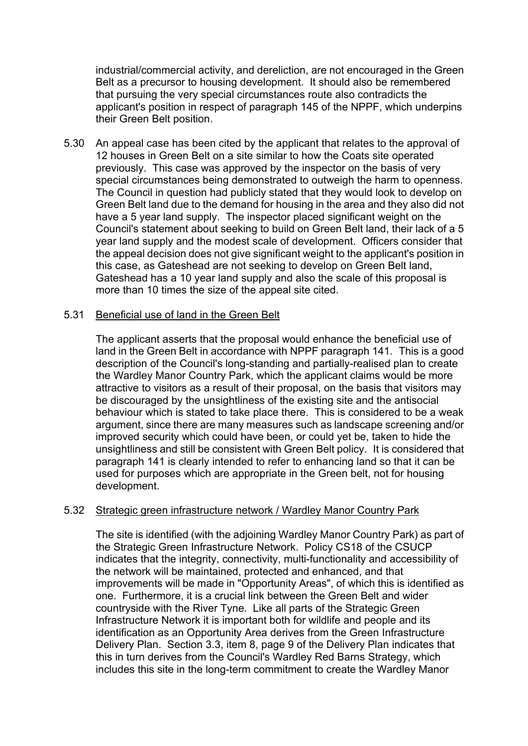industrial/commercial activity, and dereliction, are not encouraged in the Green Belt as a precursor to housing development. It should also be remembered that pursuing the very special circumstances route also contradicts the applicant's position in respect of paragraph 145 of the NPPF, which underpins their Green Belt position.

5.30 An appeal case has been cited by the applicant that relates to the approval of 12 houses in Green Belt on a site similar to how the Coats site operated previously. This case was approved by the inspector on the basis of very special circumstances being demonstrated to outweigh the harm to openness. The Council in question had publicly stated that they would look to develop on Green Belt land due to the demand for housing in the area and they also did not have a 5 year land supply. The inspector placed significant weight on the Council's statement about seeking to build on Green Belt land, their lack of a 5 year land supply and the modest scale of development. Officers consider that the appeal decision does not give significant weight to the applicant's position in this case, as Gateshead are not seeking to develop on Green Belt land, Gateshead has a 10 year land supply and also the scale of this proposal is more than 10 times the size of the appeal site cited.

5.31 Beneficial use of land in the Green Belt

The applicant asserts that the proposal would enhance the beneficial use of land in the Green Belt in accordance with NPPF paragraph 141. This is a good description of the Council's long-standing and partially-realised plan to create the Wardley Manor Country Park, which the applicant claims would be more attractive to visitors as a result of their proposal, on the basis that visitors may be discouraged by the unsightliness of the existing site and the antisocial behaviour which is stated to take place there. This is considered to be a weak argument, since there are many measures such as landscape screening and/or improved security which could have been, or could yet be, taken to hide the unsightliness and still be consistent with Green Belt policy. It is considered that paragraph 141 is clearly intended to refer to enhancing land so that it can be used for purposes which are appropriate in the Green belt, not for housing development.

5.32 Strategic green infrastructure network / Wardley Manor Country Park

The site is identified (with the adjoining Wardley Manor Country Park) as part of the Strategic Green Infrastructure Network. Policy CS18 of the CSUCP indicates that the integrity, connectivity, multi-functionality and accessibility of the network will be maintained, protected and enhanced, and that improvements will be made in "Opportunity Areas", of which this is identified as one. Furthermore, it is a crucial link between the Green Belt and wider countryside with the River Tyne. Like all parts of the Strategic Green Infrastructure Network it is important both for wildlife and people and its identification as an Opportunity Area derives from the Green Infrastructure Delivery Plan. Section 3.3, item 8, page 9 of the Delivery Plan indicates that this in turn derives from the Council's Wardley Red Barns Strategy, which includes this site in the long-term commitment to create the Wardley Manor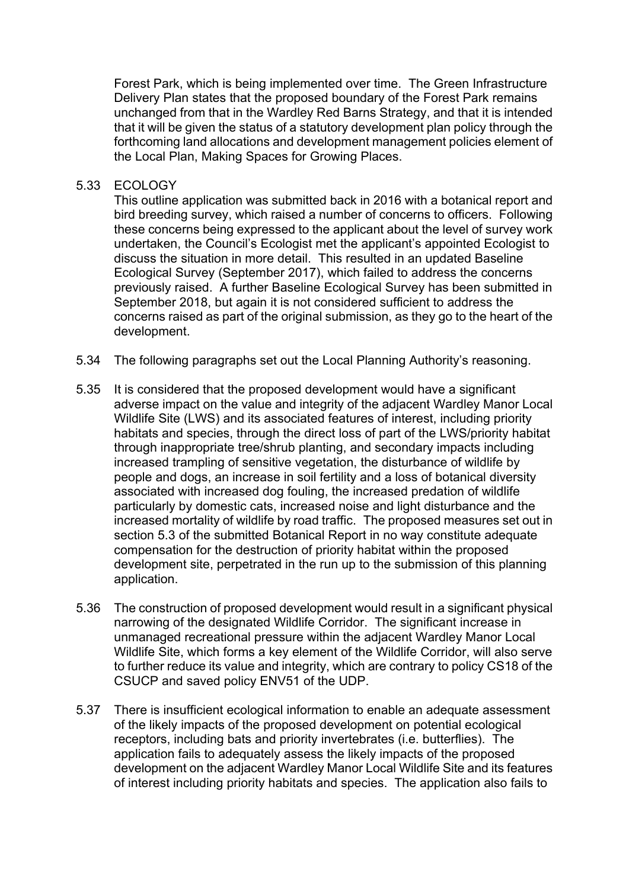Forest Park, which is being implemented over time. The Green Infrastructure Delivery Plan states that the proposed boundary of the Forest Park remains unchanged from that in the Wardley Red Barns Strategy, and that it is intended that it will be given the status of a statutory development plan policy through the forthcoming land allocations and development management policies element of the Local Plan, Making Spaces for Growing Places.

5.33 ECOLOGY

This outline application was submitted back in 2016 with a botanical report and bird breeding survey, which raised a number of concerns to officers. Following these concerns being expressed to the applicant about the level of survey work undertaken, the Council's Ecologist met the applicant's appointed Ecologist to discuss the situation in more detail. This resulted in an updated Baseline Ecological Survey (September 2017), which failed to address the concerns previously raised. A further Baseline Ecological Survey has been submitted in September 2018, but again it is not considered sufficient to address the concerns raised as part of the original submission, as they go to the heart of the development.

5.34 The following paragraphs set out the Local Planning Authority's reasoning.

5.35 It is considered that the proposed development would have a significant adverse impact on the value and integrity of the adjacent Wardley Manor Local Wildlife Site (LWS) and its associated features of interest, including priority habitats and species, through the direct loss of part of the LWS/priority habitat through inappropriate tree/shrub planting, and secondary impacts including increased trampling of sensitive vegetation, the disturbance of wildlife by people and dogs, an increase in soil fertility and a loss of botanical diversity associated with increased dog fouling, the increased predation of wildlife particularly by domestic cats, increased noise and light disturbance and the increased mortality of wildlife by road traffic. The proposed measures set out in section 5.3 of the submitted Botanical Report in no way constitute adequate compensation for the destruction of priority habitat within the proposed development site, perpetrated in the run up to the submission of this planning application.

5.36 The construction of proposed development would result in a significant physical narrowing of the designated Wildlife Corridor. The significant increase in unmanaged recreational pressure within the adjacent Wardley Manor Local Wildlife Site, which forms a key element of the Wildlife Corridor, will also serve to further reduce its value and integrity, which are contrary to policy CS18 of the CSUCP and saved policy ENV51 of the UDP.

5.37 There is insufficient ecological information to enable an adequate assessment of the likely impacts of the proposed development on potential ecological receptors, including bats and priority invertebrates (i.e. butterflies). The application fails to adequately assess the likely impacts of the proposed development on the adjacent Wardley Manor Local Wildlife Site and its features of interest including priority habitats and species. The application also fails to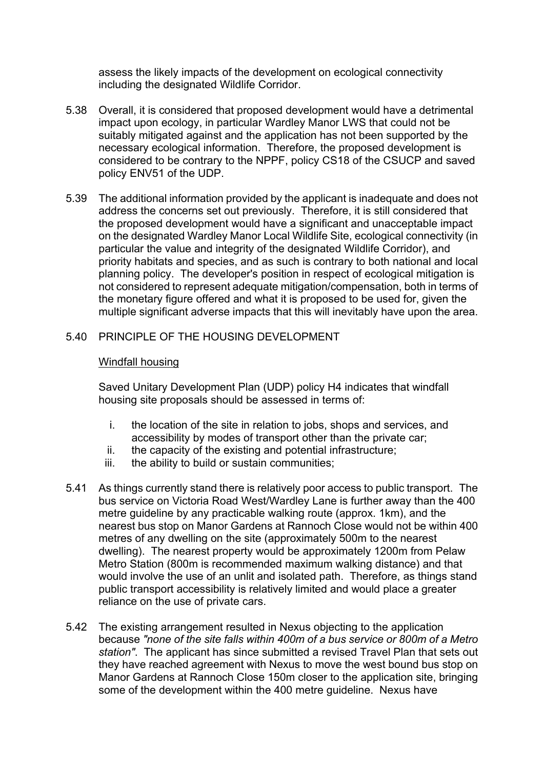assess the likely impacts of the development on ecological connectivity including the designated Wildlife Corridor.

5.38 Overall, it is considered that proposed development would have a detrimental impact upon ecology, in particular Wardley Manor LWS that could not be suitably mitigated against and the application has not been supported by the necessary ecological information. Therefore, the proposed development is considered to be contrary to the NPPF, policy CS18 of the CSUCP and saved policy ENV51 of the UDP.

5.39 The additional information provided by the applicant is inadequate and does not address the concerns set out previously. Therefore, it is still considered that the proposed development would have a significant and unacceptable impact on the designated Wardley Manor Local Wildlife Site, ecological connectivity (in particular the value and integrity of the designated Wildlife Corridor), and priority habitats and species, and as such is contrary to both national and local planning policy. The developer's position in respect of ecological mitigation is not considered to represent adequate mitigation/compensation, both in terms of the monetary figure offered and what it is proposed to be used for, given the multiple significant adverse impacts that this will inevitably have upon the area.

5.40 PRINCIPLE OF THE HOUSING DEVELOPMENT

Windfall housing

Saved Unitary Development Plan (UDP) policy H4 indicates that windfall housing site proposals should be assessed in terms of:

i. the location of the site in relation to jobs, shops and services, and accessibility by modes of transport other than the private car;
ii. the capacity of the existing and potential infrastructure;
iii. the ability to build or sustain communities;

5.41 As things currently stand there is relatively poor access to public transport. The bus service on Victoria Road West/Wardley Lane is further away than the 400 metre guideline by any practicable walking route (approx. 1km), and the nearest bus stop on Manor Gardens at Rannoch Close would not be within 400 metres of any dwelling on the site (approximately 500m to the nearest dwelling). The nearest property would be approximately 1200m from Pelaw Metro Station (800m is recommended maximum walking distance) and that would involve the use of an unlit and isolated path. Therefore, as things stand public transport accessibility is relatively limited and would place a greater reliance on the use of private cars.

5.42 The existing arrangement resulted in Nexus objecting to the application because *"none of the site falls within 400m of a bus service or 800m of a Metro station"*. The applicant has since submitted a revised Travel Plan that sets out they have reached agreement with Nexus to move the west bound bus stop on Manor Gardens at Rannoch Close 150m closer to the application site, bringing some of the development within the 400 metre guideline. Nexus have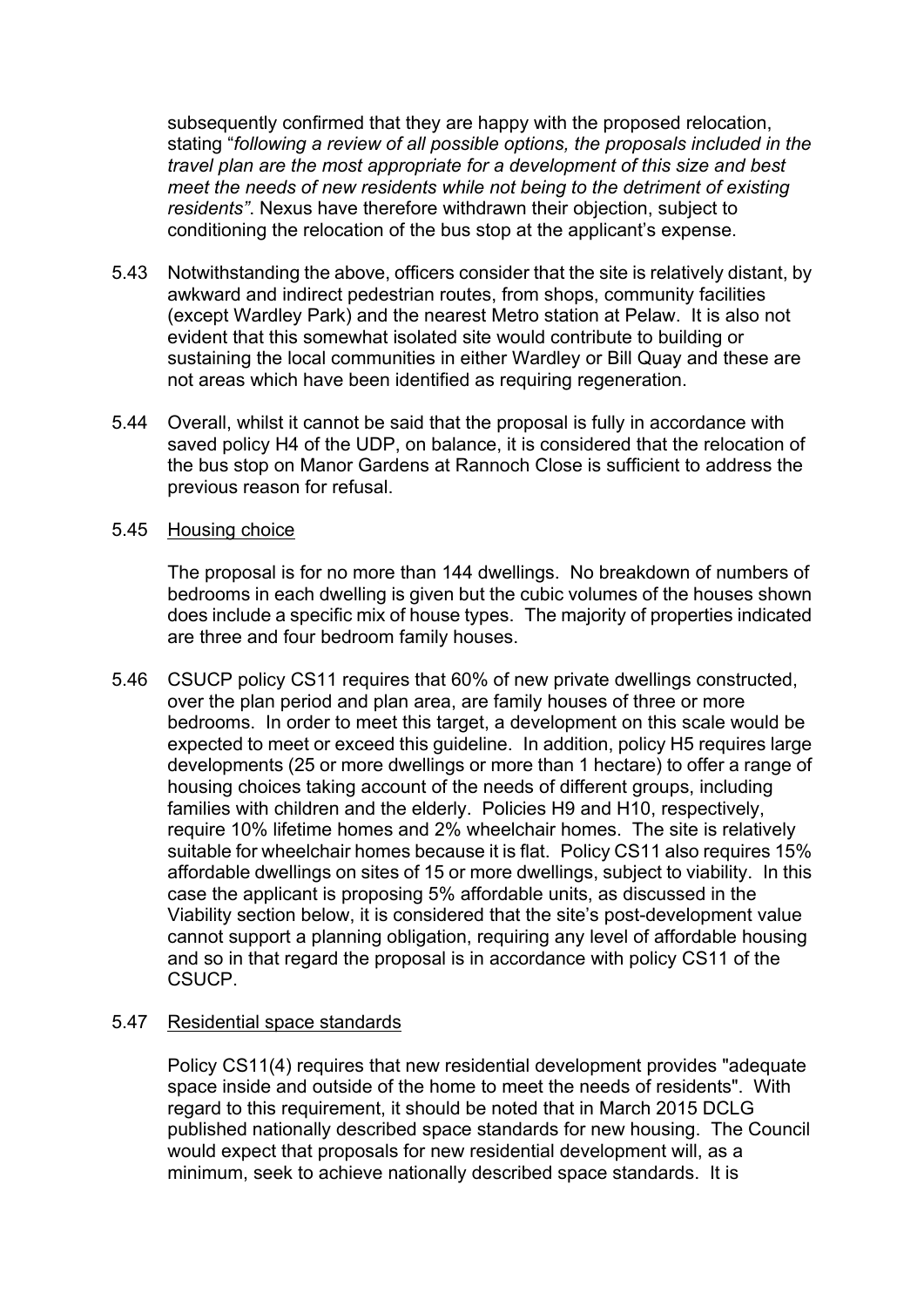subsequently confirmed that they are happy with the proposed relocation, stating "*following a review of all possible options, the proposals included in the travel plan are the most appropriate for a development of this size and best meet the needs of new residents while not being to the detriment of existing residents"*. Nexus have therefore withdrawn their objection, subject to conditioning the relocation of the bus stop at the applicant's expense.

5.43 Notwithstanding the above, officers consider that the site is relatively distant, by awkward and indirect pedestrian routes, from shops, community facilities (except Wardley Park) and the nearest Metro station at Pelaw. It is also not evident that this somewhat isolated site would contribute to building or sustaining the local communities in either Wardley or Bill Quay and these are not areas which have been identified as requiring regeneration.

5.44 Overall, whilst it cannot be said that the proposal is fully in accordance with saved policy H4 of the UDP, on balance, it is considered that the relocation of the bus stop on Manor Gardens at Rannoch Close is sufficient to address the previous reason for refusal.

5.45 <u>Housing choice</u>

The proposal is for no more than 144 dwellings. No breakdown of numbers of bedrooms in each dwelling is given but the cubic volumes of the houses shown does include a specific mix of house types. The majority of properties indicated are three and four bedroom family houses.

5.46 CSUCP policy CS11 requires that 60% of new private dwellings constructed, over the plan period and plan area, are family houses of three or more bedrooms. In order to meet this target, a development on this scale would be expected to meet or exceed this guideline. In addition, policy H5 requires large developments (25 or more dwellings or more than 1 hectare) to offer a range of housing choices taking account of the needs of different groups, including families with children and the elderly. Policies H9 and H10, respectively, require 10% lifetime homes and 2% wheelchair homes. The site is relatively suitable for wheelchair homes because it is flat. Policy CS11 also requires 15% affordable dwellings on sites of 15 or more dwellings, subject to viability. In this case the applicant is proposing 5% affordable units, as discussed in the Viability section below, it is considered that the site's post-development value cannot support a planning obligation, requiring any level of affordable housing and so in that regard the proposal is in accordance with policy CS11 of the CSUCP.

5.47 <u>Residential space standards</u>

Policy CS11(4) requires that new residential development provides "adequate space inside and outside of the home to meet the needs of residents". With regard to this requirement, it should be noted that in March 2015 DCLG published nationally described space standards for new housing. The Council would expect that proposals for new residential development will, as a minimum, seek to achieve nationally described space standards. It is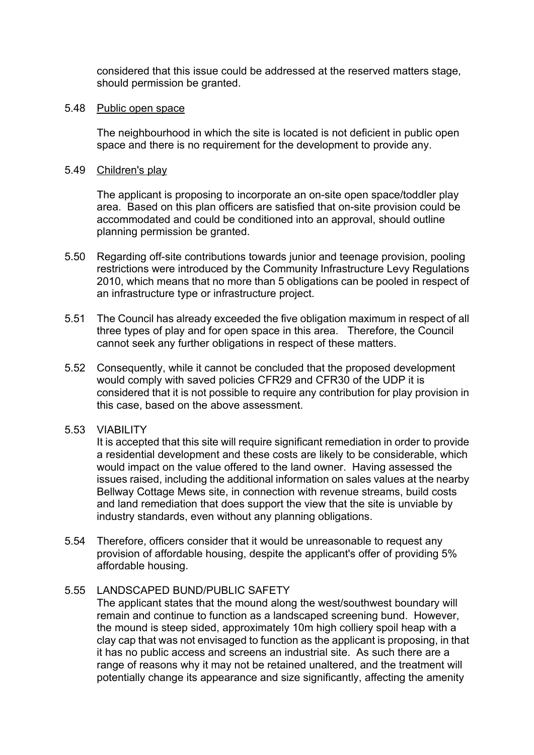considered that this issue could be addressed at the reserved matters stage, should permission be granted.

5.48 Public open space

The neighbourhood in which the site is located is not deficient in public open space and there is no requirement for the development to provide any.

5.49 Children's play

The applicant is proposing to incorporate an on-site open space/toddler play area. Based on this plan officers are satisfied that on-site provision could be accommodated and could be conditioned into an approval, should outline planning permission be granted.

5.50 Regarding off-site contributions towards junior and teenage provision, pooling restrictions were introduced by the Community Infrastructure Levy Regulations 2010, which means that no more than 5 obligations can be pooled in respect of an infrastructure type or infrastructure project.

5.51 The Council has already exceeded the five obligation maximum in respect of all three types of play and for open space in this area. Therefore, the Council cannot seek any further obligations in respect of these matters.

5.52 Consequently, while it cannot be concluded that the proposed development would comply with saved policies CFR29 and CFR30 of the UDP it is considered that it is not possible to require any contribution for play provision in this case, based on the above assessment.

5.53 VIABILITY

It is accepted that this site will require significant remediation in order to provide a residential development and these costs are likely to be considerable, which would impact on the value offered to the land owner. Having assessed the issues raised, including the additional information on sales values at the nearby Bellway Cottage Mews site, in connection with revenue streams, build costs and land remediation that does support the view that the site is unviable by industry standards, even without any planning obligations.

5.54 Therefore, officers consider that it would be unreasonable to request any provision of affordable housing, despite the applicant's offer of providing 5% affordable housing.

5.55 LANDSCAPED BUND/PUBLIC SAFETY

The applicant states that the mound along the west/southwest boundary will remain and continue to function as a landscaped screening bund. However, the mound is steep sided, approximately 10m high colliery spoil heap with a clay cap that was not envisaged to function as the applicant is proposing, in that it has no public access and screens an industrial site. As such there are a range of reasons why it may not be retained unaltered, and the treatment will potentially change its appearance and size significantly, affecting the amenity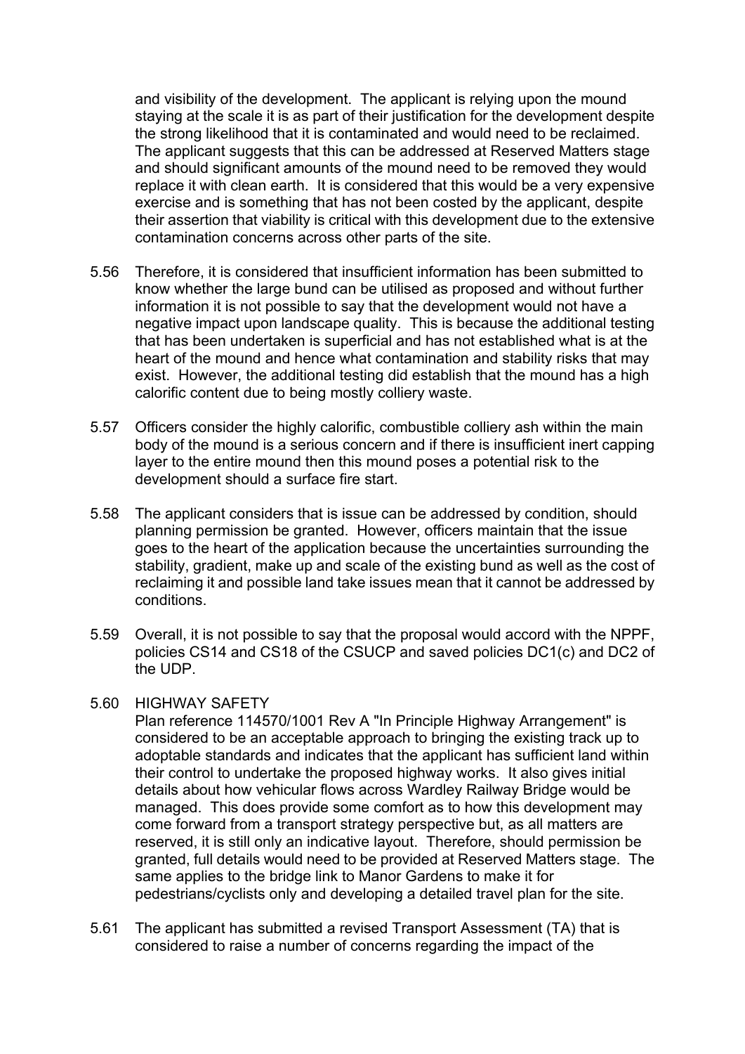and visibility of the development. The applicant is relying upon the mound staying at the scale it is as part of their justification for the development despite the strong likelihood that it is contaminated and would need to be reclaimed. The applicant suggests that this can be addressed at Reserved Matters stage and should significant amounts of the mound need to be removed they would replace it with clean earth. It is considered that this would be a very expensive exercise and is something that has not been costed by the applicant, despite their assertion that viability is critical with this development due to the extensive contamination concerns across other parts of the site.

5.56 Therefore, it is considered that insufficient information has been submitted to know whether the large bund can be utilised as proposed and without further information it is not possible to say that the development would not have a negative impact upon landscape quality. This is because the additional testing that has been undertaken is superficial and has not established what is at the heart of the mound and hence what contamination and stability risks that may exist. However, the additional testing did establish that the mound has a high calorific content due to being mostly colliery waste.

5.57 Officers consider the highly calorific, combustible colliery ash within the main body of the mound is a serious concern and if there is insufficient inert capping layer to the entire mound then this mound poses a potential risk to the development should a surface fire start.

5.58 The applicant considers that is issue can be addressed by condition, should planning permission be granted. However, officers maintain that the issue goes to the heart of the application because the uncertainties surrounding the stability, gradient, make up and scale of the existing bund as well as the cost of reclaiming it and possible land take issues mean that it cannot be addressed by conditions.

5.59 Overall, it is not possible to say that the proposal would accord with the NPPF, policies CS14 and CS18 of the CSUCP and saved policies DC1(c) and DC2 of the UDP.

5.60 HIGHWAY SAFETY

Plan reference 114570/1001 Rev A "In Principle Highway Arrangement" is considered to be an acceptable approach to bringing the existing track up to adoptable standards and indicates that the applicant has sufficient land within their control to undertake the proposed highway works. It also gives initial details about how vehicular flows across Wardley Railway Bridge would be managed. This does provide some comfort as to how this development may come forward from a transport strategy perspective but, as all matters are reserved, it is still only an indicative layout. Therefore, should permission be granted, full details would need to be provided at Reserved Matters stage. The same applies to the bridge link to Manor Gardens to make it for pedestrians/cyclists only and developing a detailed travel plan for the site.

5.61 The applicant has submitted a revised Transport Assessment (TA) that is considered to raise a number of concerns regarding the impact of the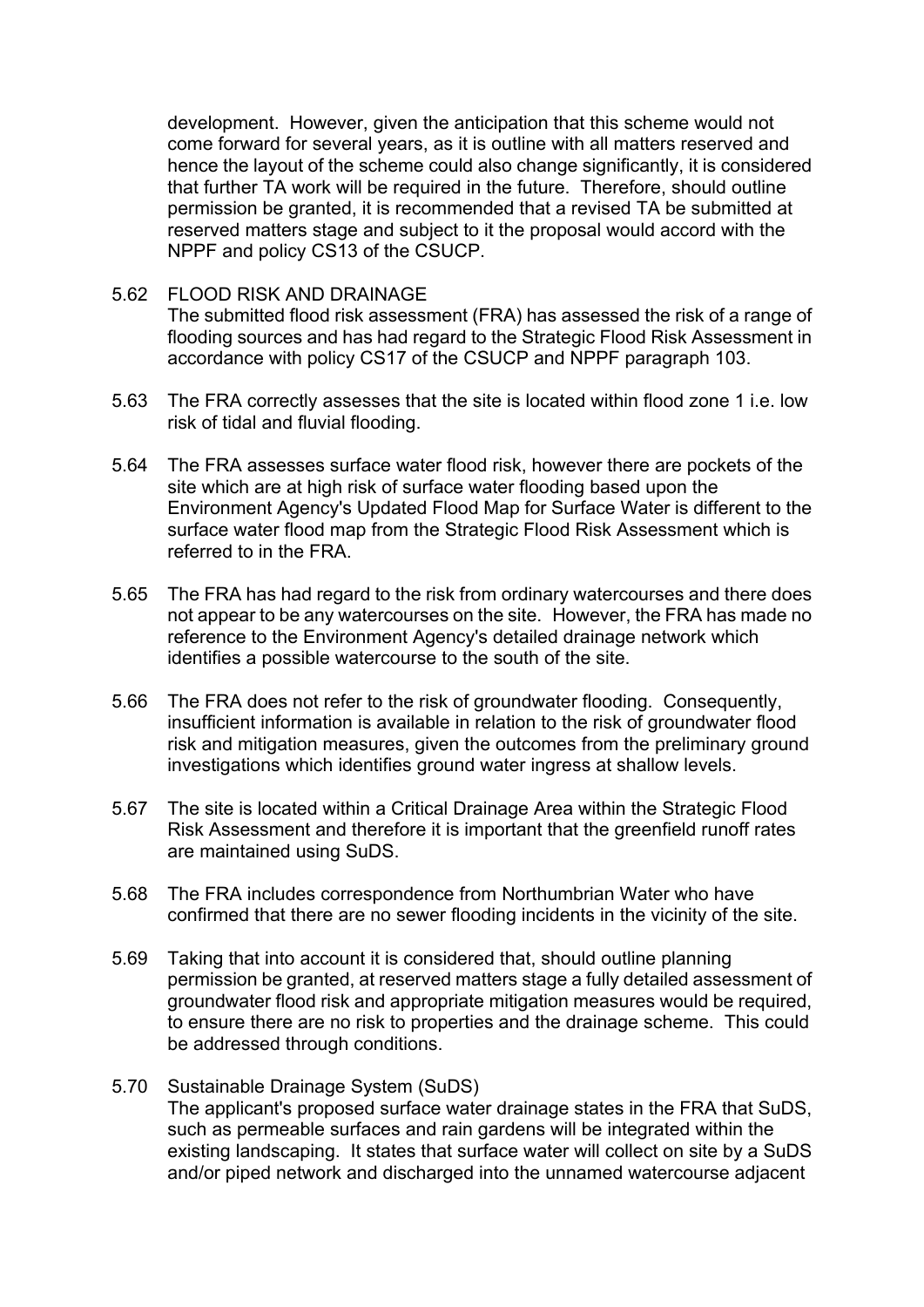development. However, given the anticipation that this scheme would not come forward for several years, as it is outline with all matters reserved and hence the layout of the scheme could also change significantly, it is considered that further TA work will be required in the future. Therefore, should outline permission be granted, it is recommended that a revised TA be submitted at reserved matters stage and subject to it the proposal would accord with the NPPF and policy CS13 of the CSUCP.

5.62 FLOOD RISK AND DRAINAGE
The submitted flood risk assessment (FRA) has assessed the risk of a range of flooding sources and has had regard to the Strategic Flood Risk Assessment in accordance with policy CS17 of the CSUCP and NPPF paragraph 103.

5.63 The FRA correctly assesses that the site is located within flood zone 1 i.e. low risk of tidal and fluvial flooding.

5.64 The FRA assesses surface water flood risk, however there are pockets of the site which are at high risk of surface water flooding based upon the Environment Agency's Updated Flood Map for Surface Water is different to the surface water flood map from the Strategic Flood Risk Assessment which is referred to in the FRA.

5.65 The FRA has had regard to the risk from ordinary watercourses and there does not appear to be any watercourses on the site. However, the FRA has made no reference to the Environment Agency's detailed drainage network which identifies a possible watercourse to the south of the site.

5.66 The FRA does not refer to the risk of groundwater flooding. Consequently, insufficient information is available in relation to the risk of groundwater flood risk and mitigation measures, given the outcomes from the preliminary ground investigations which identifies ground water ingress at shallow levels.

5.67 The site is located within a Critical Drainage Area within the Strategic Flood Risk Assessment and therefore it is important that the greenfield runoff rates are maintained using SuDS.

5.68 The FRA includes correspondence from Northumbrian Water who have confirmed that there are no sewer flooding incidents in the vicinity of the site.

5.69 Taking that into account it is considered that, should outline planning permission be granted, at reserved matters stage a fully detailed assessment of groundwater flood risk and appropriate mitigation measures would be required, to ensure there are no risk to properties and the drainage scheme. This could be addressed through conditions.

5.70 Sustainable Drainage System (SuDS)
The applicant's proposed surface water drainage states in the FRA that SuDS, such as permeable surfaces and rain gardens will be integrated within the existing landscaping. It states that surface water will collect on site by a SuDS and/or piped network and discharged into the unnamed watercourse adjacent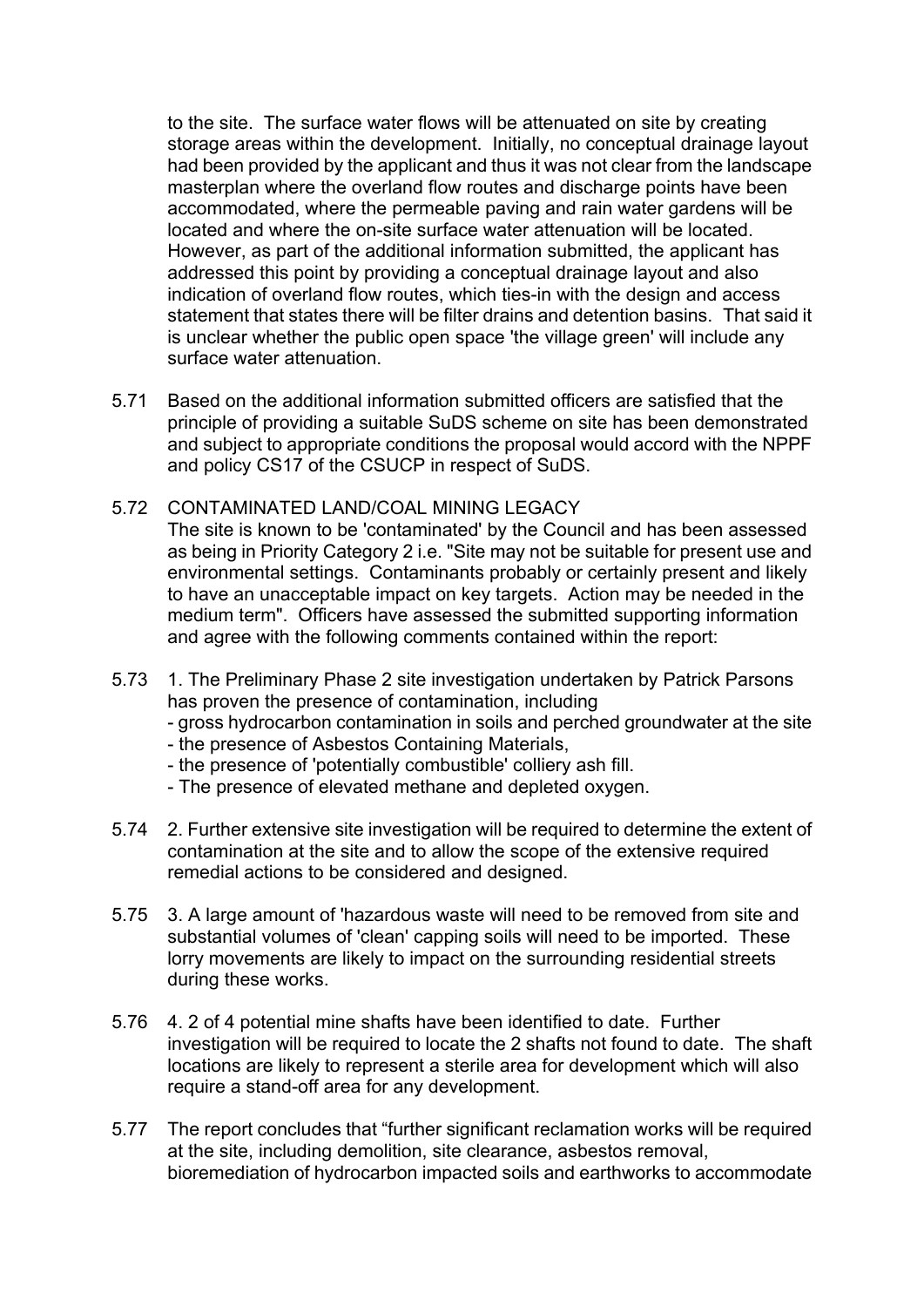to the site. The surface water flows will be attenuated on site by creating storage areas within the development. Initially, no conceptual drainage layout had been provided by the applicant and thus it was not clear from the landscape masterplan where the overland flow routes and discharge points have been accommodated, where the permeable paving and rain water gardens will be located and where the on-site surface water attenuation will be located. However, as part of the additional information submitted, the applicant has addressed this point by providing a conceptual drainage layout and also indication of overland flow routes, which ties-in with the design and access statement that states there will be filter drains and detention basins. That said it is unclear whether the public open space 'the village green' will include any surface water attenuation.

5.71 Based on the additional information submitted officers are satisfied that the principle of providing a suitable SuDS scheme on site has been demonstrated and subject to appropriate conditions the proposal would accord with the NPPF and policy CS17 of the CSUCP in respect of SuDS.

5.72 CONTAMINATED LAND/COAL MINING LEGACY

The site is known to be 'contaminated' by the Council and has been assessed as being in Priority Category 2 i.e. "Site may not be suitable for present use and environmental settings. Contaminants probably or certainly present and likely to have an unacceptable impact on key targets. Action may be needed in the medium term". Officers have assessed the submitted supporting information and agree with the following comments contained within the report:

5.73 1. The Preliminary Phase 2 site investigation undertaken by Patrick Parsons has proven the presence of contamination, including

- gross hydrocarbon contamination in soils and perched groundwater at the site
- the presence of Asbestos Containing Materials,
- the presence of 'potentially combustible' colliery ash fill.
- The presence of elevated methane and depleted oxygen.

5.74 2. Further extensive site investigation will be required to determine the extent of contamination at the site and to allow the scope of the extensive required remedial actions to be considered and designed.

5.75 3. A large amount of 'hazardous waste will need to be removed from site and substantial volumes of 'clean' capping soils will need to be imported. These lorry movements are likely to impact on the surrounding residential streets during these works.

5.76 4. 2 of 4 potential mine shafts have been identified to date. Further investigation will be required to locate the 2 shafts not found to date. The shaft locations are likely to represent a sterile area for development which will also require a stand-off area for any development.

5.77 The report concludes that "further significant reclamation works will be required at the site, including demolition, site clearance, asbestos removal, bioremediation of hydrocarbon impacted soils and earthworks to accommodate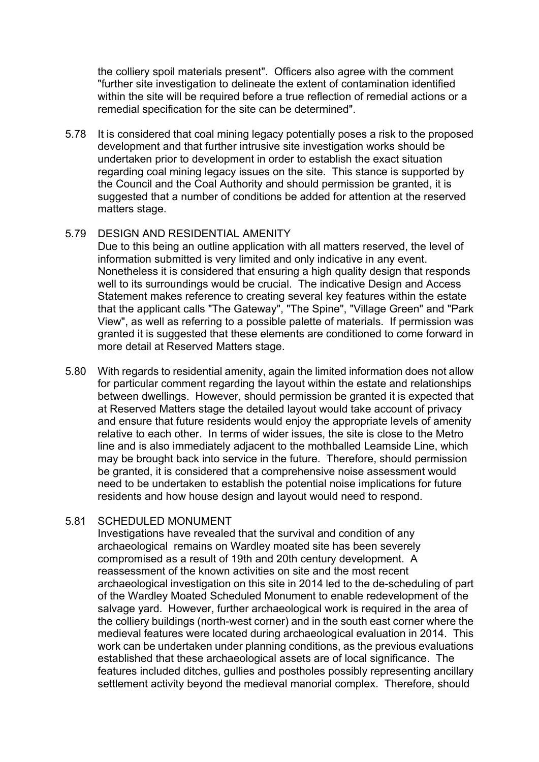the colliery spoil materials present". Officers also agree with the comment "further site investigation to delineate the extent of contamination identified within the site will be required before a true reflection of remedial actions or a remedial specification for the site can be determined".

5.78 It is considered that coal mining legacy potentially poses a risk to the proposed development and that further intrusive site investigation works should be undertaken prior to development in order to establish the exact situation regarding coal mining legacy issues on the site. This stance is supported by the Council and the Coal Authority and should permission be granted, it is suggested that a number of conditions be added for attention at the reserved matters stage.

5.79 DESIGN AND RESIDENTIAL AMENITY

Due to this being an outline application with all matters reserved, the level of information submitted is very limited and only indicative in any event. Nonetheless it is considered that ensuring a high quality design that responds well to its surroundings would be crucial. The indicative Design and Access Statement makes reference to creating several key features within the estate that the applicant calls "The Gateway", "The Spine", "Village Green" and "Park View", as well as referring to a possible palette of materials. If permission was granted it is suggested that these elements are conditioned to come forward in more detail at Reserved Matters stage.

5.80 With regards to residential amenity, again the limited information does not allow for particular comment regarding the layout within the estate and relationships between dwellings. However, should permission be granted it is expected that at Reserved Matters stage the detailed layout would take account of privacy and ensure that future residents would enjoy the appropriate levels of amenity relative to each other. In terms of wider issues, the site is close to the Metro line and is also immediately adjacent to the mothballed Leamside Line, which may be brought back into service in the future. Therefore, should permission be granted, it is considered that a comprehensive noise assessment would need to be undertaken to establish the potential noise implications for future residents and how house design and layout would need to respond.

5.81 SCHEDULED MONUMENT

Investigations have revealed that the survival and condition of any archaeological remains on Wardley moated site has been severely compromised as a result of 19th and 20th century development. A reassessment of the known activities on site and the most recent archaeological investigation on this site in 2014 led to the de-scheduling of part of the Wardley Moated Scheduled Monument to enable redevelopment of the salvage yard. However, further archaeological work is required in the area of the colliery buildings (north-west corner) and in the south east corner where the medieval features were located during archaeological evaluation in 2014. This work can be undertaken under planning conditions, as the previous evaluations established that these archaeological assets are of local significance. The features included ditches, gullies and postholes possibly representing ancillary settlement activity beyond the medieval manorial complex. Therefore, should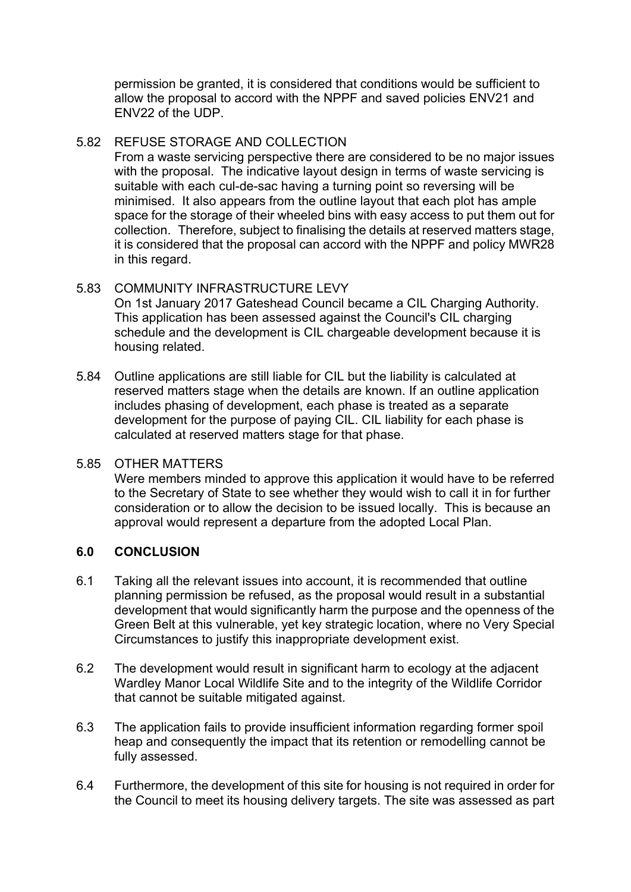permission be granted, it is considered that conditions would be sufficient to allow the proposal to accord with the NPPF and saved policies ENV21 and ENV22 of the UDP.

5.82 REFUSE STORAGE AND COLLECTION
From a waste servicing perspective there are considered to be no major issues with the proposal. The indicative layout design in terms of waste servicing is suitable with each cul-de-sac having a turning point so reversing will be minimised. It also appears from the outline layout that each plot has ample space for the storage of their wheeled bins with easy access to put them out for collection. Therefore, subject to finalising the details at reserved matters stage, it is considered that the proposal can accord with the NPPF and policy MWR28 in this regard.

5.83 COMMUNITY INFRASTRUCTURE LEVY
On 1st January 2017 Gateshead Council became a CIL Charging Authority. This application has been assessed against the Council's CIL charging schedule and the development is CIL chargeable development because it is housing related.

5.84 Outline applications are still liable for CIL but the liability is calculated at reserved matters stage when the details are known. If an outline application includes phasing of development, each phase is treated as a separate development for the purpose of paying CIL. CIL liability for each phase is calculated at reserved matters stage for that phase.

5.85 OTHER MATTERS
Were members minded to approve this application it would have to be referred to the Secretary of State to see whether they would wish to call it in for further consideration or to allow the decision to be issued locally. This is because an approval would represent a departure from the adopted Local Plan.

## 6.0 CONCLUSION

6.1 Taking all the relevant issues into account, it is recommended that outline planning permission be refused, as the proposal would result in a substantial development that would significantly harm the purpose and the openness of the Green Belt at this vulnerable, yet key strategic location, where no Very Special Circumstances to justify this inappropriate development exist.

6.2 The development would result in significant harm to ecology at the adjacent Wardley Manor Local Wildlife Site and to the integrity of the Wildlife Corridor that cannot be suitable mitigated against.

6.3 The application fails to provide insufficient information regarding former spoil heap and consequently the impact that its retention or remodelling cannot be fully assessed.

6.4 Furthermore, the development of this site for housing is not required in order for the Council to meet its housing delivery targets. The site was assessed as part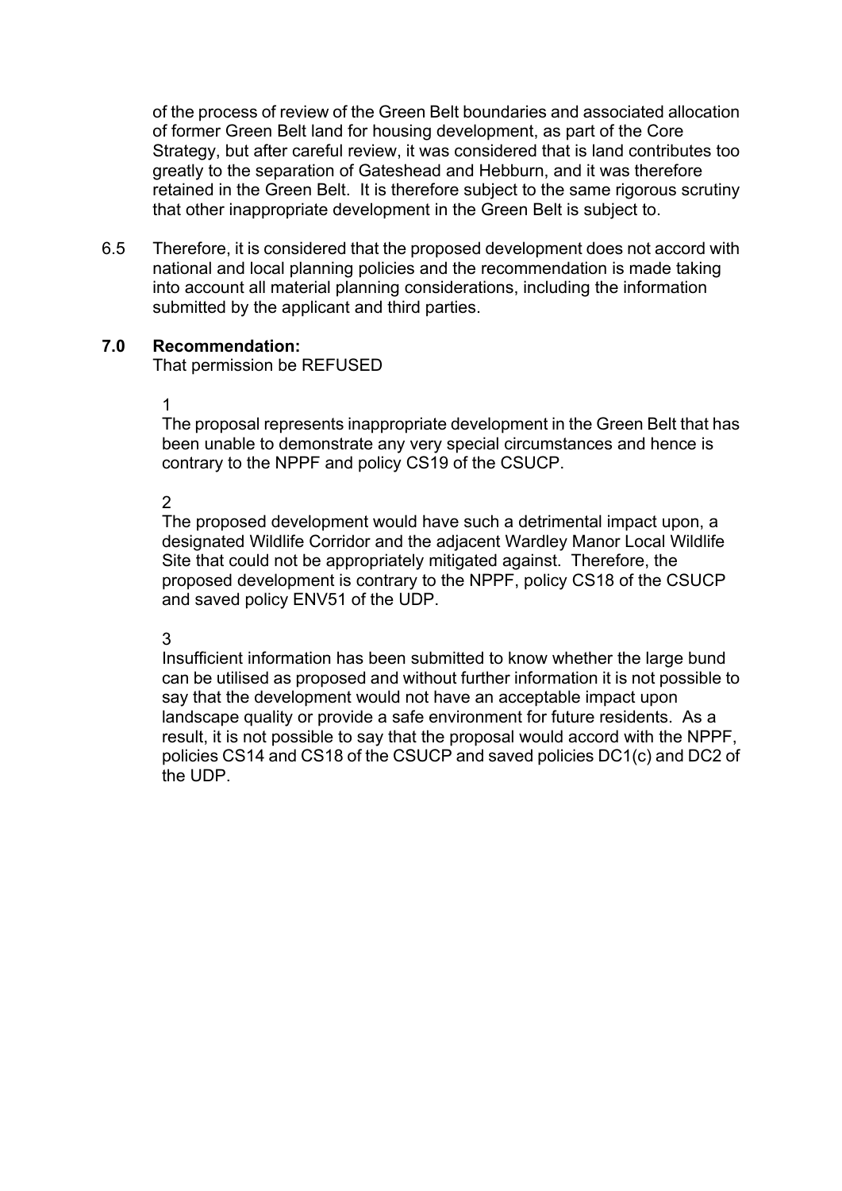of the process of review of the Green Belt boundaries and associated allocation of former Green Belt land for housing development, as part of the Core Strategy, but after careful review, it was considered that is land contributes too greatly to the separation of Gateshead and Hebburn, and it was therefore retained in the Green Belt. It is therefore subject to the same rigorous scrutiny that other inappropriate development in the Green Belt is subject to.

6.5 Therefore, it is considered that the proposed development does not accord with national and local planning policies and the recommendation is made taking into account all material planning considerations, including the information submitted by the applicant and third parties.

**7.0 Recommendation:**

That permission be REFUSED

1

The proposal represents inappropriate development in the Green Belt that has been unable to demonstrate any very special circumstances and hence is contrary to the NPPF and policy CS19 of the CSUCP.

2

The proposed development would have such a detrimental impact upon, a designated Wildlife Corridor and the adjacent Wardley Manor Local Wildlife Site that could not be appropriately mitigated against. Therefore, the proposed development is contrary to the NPPF, policy CS18 of the CSUCP and saved policy ENV51 of the UDP.

3

Insufficient information has been submitted to know whether the large bund can be utilised as proposed and without further information it is not possible to say that the development would not have an acceptable impact upon landscape quality or provide a safe environment for future residents. As a result, it is not possible to say that the proposal would accord with the NPPF, policies CS14 and CS18 of the CSUCP and saved policies DC1(c) and DC2 of the UDP.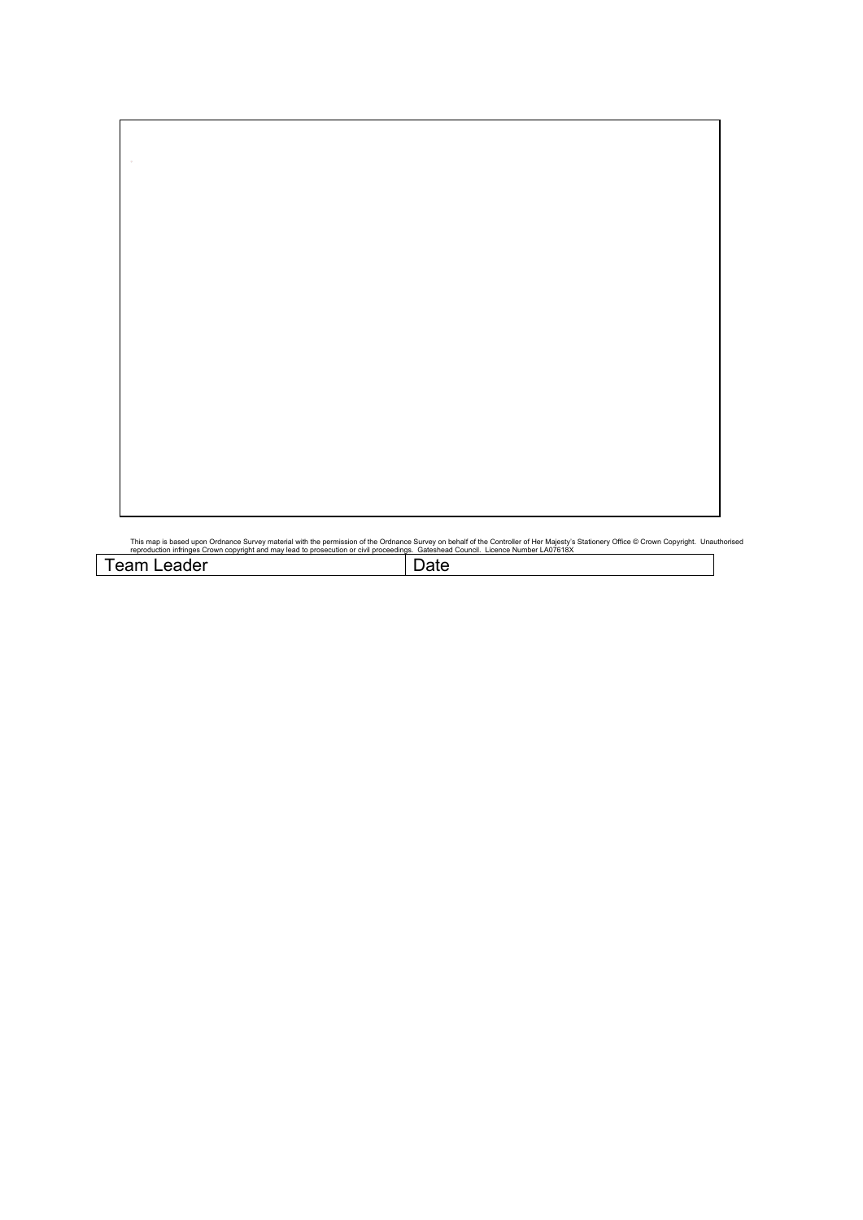This map is based upon Ordnance Survey material with the permission of the Ordnance Survey on behalf of the Controller of Her Majesty's Stationery Office © Crown Copyright. Unauthorised reproduction infringes Crown copyright and may lead to prosecution or civil proceedings. Gateshead Council. Licence Number LA07618X

| Team Leader | Date |
|---|---|